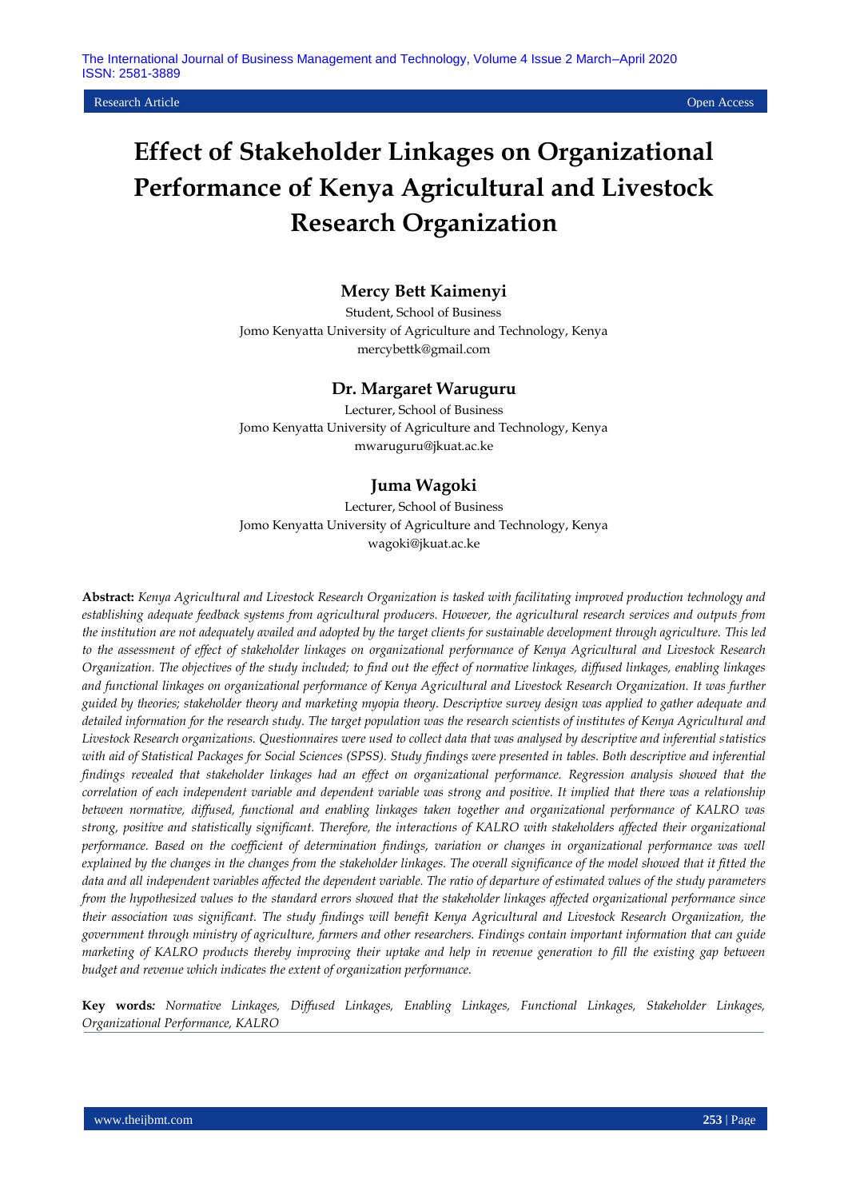Research Article | Open Access

# Effect of Stakeholder Linkages on Organizational Performance of Kenya Agricultural and Livestock Research Organization

### Mercy Bett Kaimenyi

Student, School of Business
Jomo Kenyatta University of Agriculture and Technology, Kenya
mercybettk@gmail.com

### Dr. Margaret Waruguru

Lecturer, School of Business
Jomo Kenyatta University of Agriculture and Technology, Kenya
mwaruguru@jkuat.ac.ke

### Juma Wagoki

Lecturer, School of Business
Jomo Kenyatta University of Agriculture and Technology, Kenya
wagoki@jkuat.ac.ke

**Abstract:** *Kenya Agricultural and Livestock Research Organization is tasked with facilitating improved production technology and establishing adequate feedback systems from agricultural producers. However, the agricultural research services and outputs from the institution are not adequately availed and adopted by the target clients for sustainable development through agriculture. This led to the assessment of effect of stakeholder linkages on organizational performance of Kenya Agricultural and Livestock Research Organization. The objectives of the study included; to find out the effect of normative linkages, diffused linkages, enabling linkages and functional linkages on organizational performance of Kenya Agricultural and Livestock Research Organization. It was further guided by theories; stakeholder theory and marketing myopia theory. Descriptive survey design was applied to gather adequate and detailed information for the research study. The target population was the research scientists of institutes of Kenya Agricultural and Livestock Research organizations. Questionnaires were used to collect data that was analysed by descriptive and inferential statistics with aid of Statistical Packages for Social Sciences (SPSS). Study findings were presented in tables. Both descriptive and inferential findings revealed that stakeholder linkages had an effect on organizational performance. Regression analysis showed that the correlation of each independent variable and dependent variable was strong and positive. It implied that there was a relationship between normative, diffused, functional and enabling linkages taken together and organizational performance of KALRO was strong, positive and statistically significant. Therefore, the interactions of KALRO with stakeholders affected their organizational performance. Based on the coefficient of determination findings, variation or changes in organizational performance was well explained by the changes in the changes from the stakeholder linkages. The overall significance of the model showed that it fitted the data and all independent variables affected the dependent variable. The ratio of departure of estimated values of the study parameters from the hypothesized values to the standard errors showed that the stakeholder linkages affected organizational performance since their association was significant. The study findings will benefit Kenya Agricultural and Livestock Research Organization, the government through ministry of agriculture, farmers and other researchers. Findings contain important information that can guide marketing of KALRO products thereby improving their uptake and help in revenue generation to fill the existing gap between budget and revenue which indicates the extent of organization performance.*

**Key words***:* *Normative Linkages, Diffused Linkages, Enabling Linkages, Functional Linkages, Stakeholder Linkages, Organizational Performance, KALRO*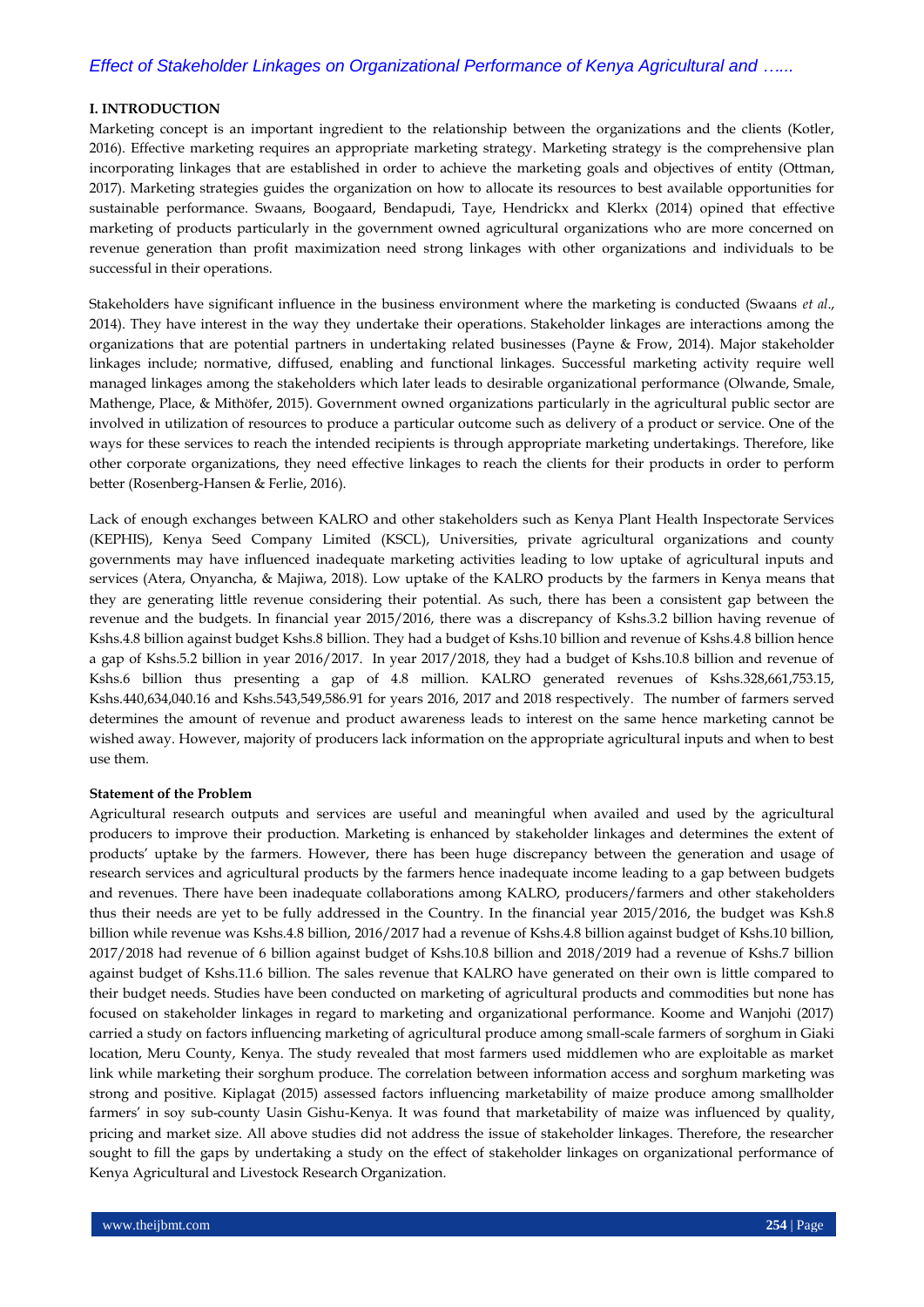## I. INTRODUCTION

Marketing concept is an important ingredient to the relationship between the organizations and the clients (Kotler, 2016). Effective marketing requires an appropriate marketing strategy. Marketing strategy is the comprehensive plan incorporating linkages that are established in order to achieve the marketing goals and objectives of entity (Ottman, 2017). Marketing strategies guides the organization on how to allocate its resources to best available opportunities for sustainable performance. Swaans, Boogaard, Bendapudi, Taye, Hendrickx and Klerkx (2014) opined that effective marketing of products particularly in the government owned agricultural organizations who are more concerned on revenue generation than profit maximization need strong linkages with other organizations and individuals to be successful in their operations.

Stakeholders have significant influence in the business environment where the marketing is conducted (Swaans *et al*., 2014). They have interest in the way they undertake their operations. Stakeholder linkages are interactions among the organizations that are potential partners in undertaking related businesses (Payne & Frow, 2014). Major stakeholder linkages include; normative, diffused, enabling and functional linkages. Successful marketing activity require well managed linkages among the stakeholders which later leads to desirable organizational performance (Olwande, Smale, Mathenge, Place, & Mithöfer, 2015). Government owned organizations particularly in the agricultural public sector are involved in utilization of resources to produce a particular outcome such as delivery of a product or service. One of the ways for these services to reach the intended recipients is through appropriate marketing undertakings. Therefore, like other corporate organizations, they need effective linkages to reach the clients for their products in order to perform better (Rosenberg-Hansen & Ferlie, 2016).

Lack of enough exchanges between KALRO and other stakeholders such as Kenya Plant Health Inspectorate Services (KEPHIS), Kenya Seed Company Limited (KSCL), Universities, private agricultural organizations and county governments may have influenced inadequate marketing activities leading to low uptake of agricultural inputs and services (Atera, Onyancha, & Majiwa, 2018). Low uptake of the KALRO products by the farmers in Kenya means that they are generating little revenue considering their potential. As such, there has been a consistent gap between the revenue and the budgets. In financial year 2015/2016, there was a discrepancy of Kshs.3.2 billion having revenue of Kshs.4.8 billion against budget Kshs.8 billion. They had a budget of Kshs.10 billion and revenue of Kshs.4.8 billion hence a gap of Kshs.5.2 billion in year 2016/2017. In year 2017/2018, they had a budget of Kshs.10.8 billion and revenue of Kshs.6 billion thus presenting a gap of 4.8 million. KALRO generated revenues of Kshs.328,661,753.15, Kshs.440,634,040.16 and Kshs.543,549,586.91 for years 2016, 2017 and 2018 respectively. The number of farmers served determines the amount of revenue and product awareness leads to interest on the same hence marketing cannot be wished away. However, majority of producers lack information on the appropriate agricultural inputs and when to best use them.

### Statement of the Problem

Agricultural research outputs and services are useful and meaningful when availed and used by the agricultural producers to improve their production. Marketing is enhanced by stakeholder linkages and determines the extent of products' uptake by the farmers. However, there has been huge discrepancy between the generation and usage of research services and agricultural products by the farmers hence inadequate income leading to a gap between budgets and revenues. There have been inadequate collaborations among KALRO, producers/farmers and other stakeholders thus their needs are yet to be fully addressed in the Country. In the financial year 2015/2016, the budget was Ksh.8 billion while revenue was Kshs.4.8 billion, 2016/2017 had a revenue of Kshs.4.8 billion against budget of Kshs.10 billion, 2017/2018 had revenue of 6 billion against budget of Kshs.10.8 billion and 2018/2019 had a revenue of Kshs.7 billion against budget of Kshs.11.6 billion. The sales revenue that KALRO have generated on their own is little compared to their budget needs. Studies have been conducted on marketing of agricultural products and commodities but none has focused on stakeholder linkages in regard to marketing and organizational performance. Koome and Wanjohi (2017) carried a study on factors influencing marketing of agricultural produce among small-scale farmers of sorghum in Giaki location, Meru County, Kenya. The study revealed that most farmers used middlemen who are exploitable as market link while marketing their sorghum produce. The correlation between information access and sorghum marketing was strong and positive. Kiplagat (2015) assessed factors influencing marketability of maize produce among smallholder farmers' in soy sub-county Uasin Gishu-Kenya. It was found that marketability of maize was influenced by quality, pricing and market size. All above studies did not address the issue of stakeholder linkages. Therefore, the researcher sought to fill the gaps by undertaking a study on the effect of stakeholder linkages on organizational performance of Kenya Agricultural and Livestock Research Organization.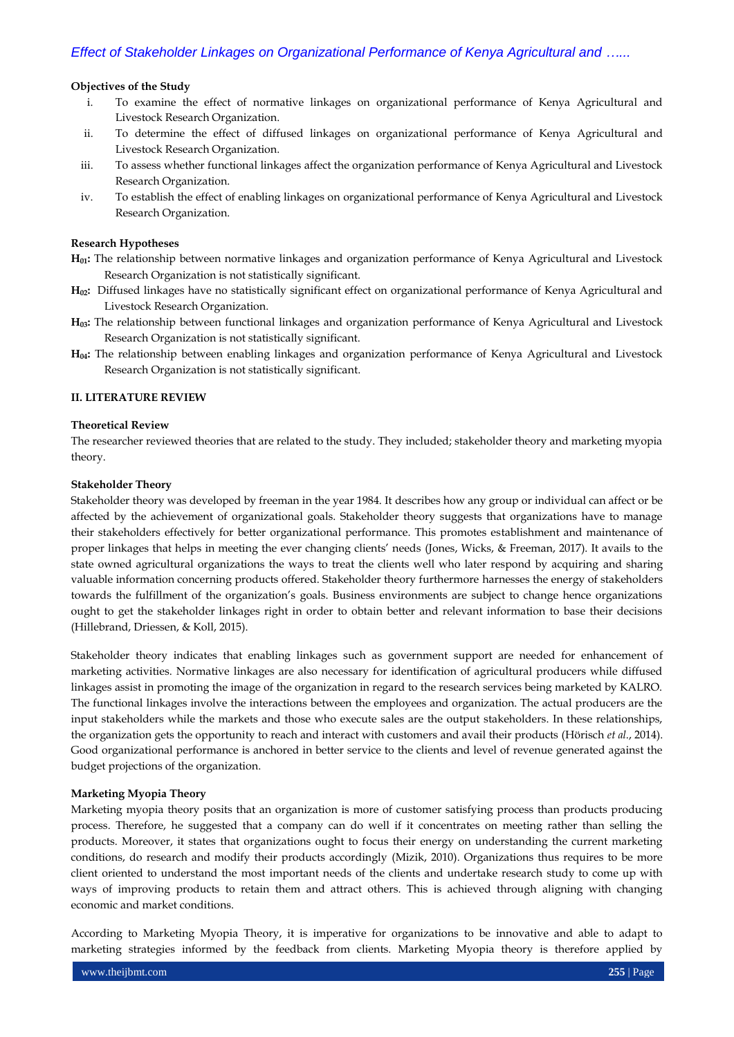**Objectives of the Study**

i. To examine the effect of normative linkages on organizational performance of Kenya Agricultural and Livestock Research Organization.
ii. To determine the effect of diffused linkages on organizational performance of Kenya Agricultural and Livestock Research Organization.
iii. To assess whether functional linkages affect the organization performance of Kenya Agricultural and Livestock Research Organization.
iv. To establish the effect of enabling linkages on organizational performance of Kenya Agricultural and Livestock Research Organization.

**Research Hypotheses**

**$H_{01}$:** The relationship between normative linkages and organization performance of Kenya Agricultural and Livestock Research Organization is not statistically significant.

**$H_{02}$:** Diffused linkages have no statistically significant effect on organizational performance of Kenya Agricultural and Livestock Research Organization.

**$H_{03}$:** The relationship between functional linkages and organization performance of Kenya Agricultural and Livestock Research Organization is not statistically significant.

**$H_{04}$:** The relationship between enabling linkages and organization performance of Kenya Agricultural and Livestock Research Organization is not statistically significant.

## II. LITERATURE REVIEW

**Theoretical Review**

The researcher reviewed theories that are related to the study. They included; stakeholder theory and marketing myopia theory.

**Stakeholder Theory**

Stakeholder theory was developed by freeman in the year 1984. It describes how any group or individual can affect or be affected by the achievement of organizational goals. Stakeholder theory suggests that organizations have to manage their stakeholders effectively for better organizational performance. This promotes establishment and maintenance of proper linkages that helps in meeting the ever changing clients' needs (Jones, Wicks, & Freeman, 2017). It avails to the state owned agricultural organizations the ways to treat the clients well who later respond by acquiring and sharing valuable information concerning products offered. Stakeholder theory furthermore harnesses the energy of stakeholders towards the fulfillment of the organization's goals. Business environments are subject to change hence organizations ought to get the stakeholder linkages right in order to obtain better and relevant information to base their decisions (Hillebrand, Driessen, & Koll, 2015).

Stakeholder theory indicates that enabling linkages such as government support are needed for enhancement of marketing activities. Normative linkages are also necessary for identification of agricultural producers while diffused linkages assist in promoting the image of the organization in regard to the research services being marketed by KALRO. The functional linkages involve the interactions between the employees and organization. The actual producers are the input stakeholders while the markets and those who execute sales are the output stakeholders. In these relationships, the organization gets the opportunity to reach and interact with customers and avail their products (Hörisch *et al*., 2014). Good organizational performance is anchored in better service to the clients and level of revenue generated against the budget projections of the organization.

**Marketing Myopia Theory**

Marketing myopia theory posits that an organization is more of customer satisfying process than products producing process. Therefore, he suggested that a company can do well if it concentrates on meeting rather than selling the products. Moreover, it states that organizations ought to focus their energy on understanding the current marketing conditions, do research and modify their products accordingly (Mizik, 2010). Organizations thus requires to be more client oriented to understand the most important needs of the clients and undertake research study to come up with ways of improving products to retain them and attract others. This is achieved through aligning with changing economic and market conditions.

According to Marketing Myopia Theory, it is imperative for organizations to be innovative and able to adapt to marketing strategies informed by the feedback from clients. Marketing Myopia theory is therefore applied by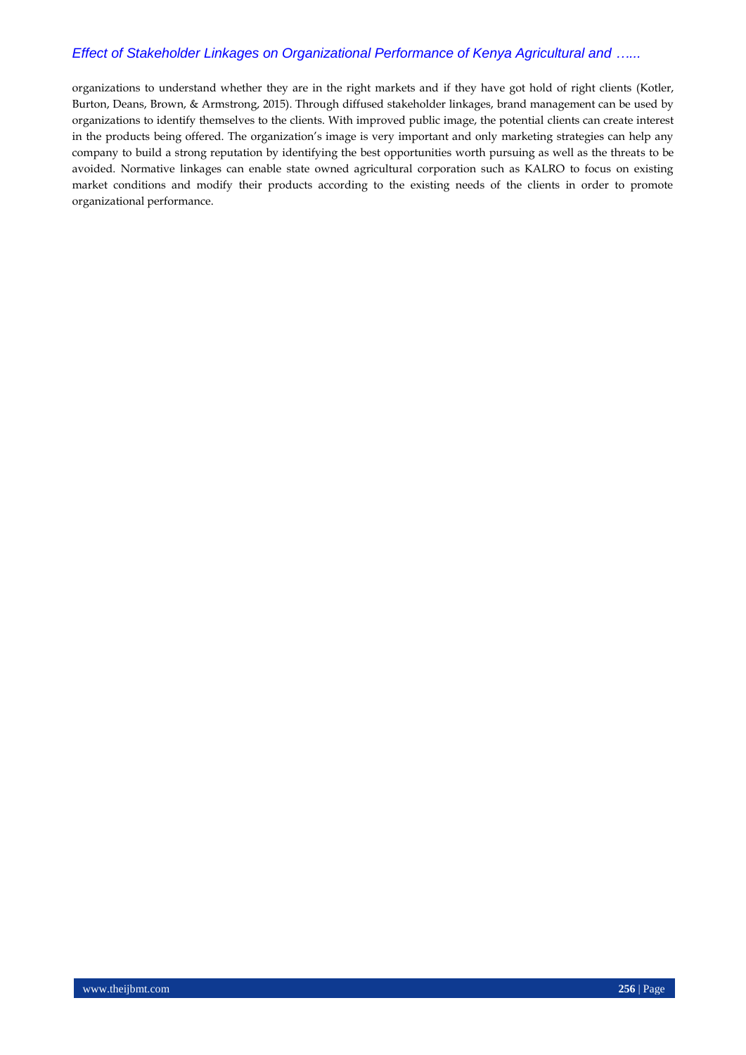organizations to understand whether they are in the right markets and if they have got hold of right clients (Kotler, Burton, Deans, Brown, & Armstrong, 2015). Through diffused stakeholder linkages, brand management can be used by organizations to identify themselves to the clients. With improved public image, the potential clients can create interest in the products being offered. The organization's image is very important and only marketing strategies can help any company to build a strong reputation by identifying the best opportunities worth pursuing as well as the threats to be avoided. Normative linkages can enable state owned agricultural corporation such as KALRO to focus on existing market conditions and modify their products according to the existing needs of the clients in order to promote organizational performance.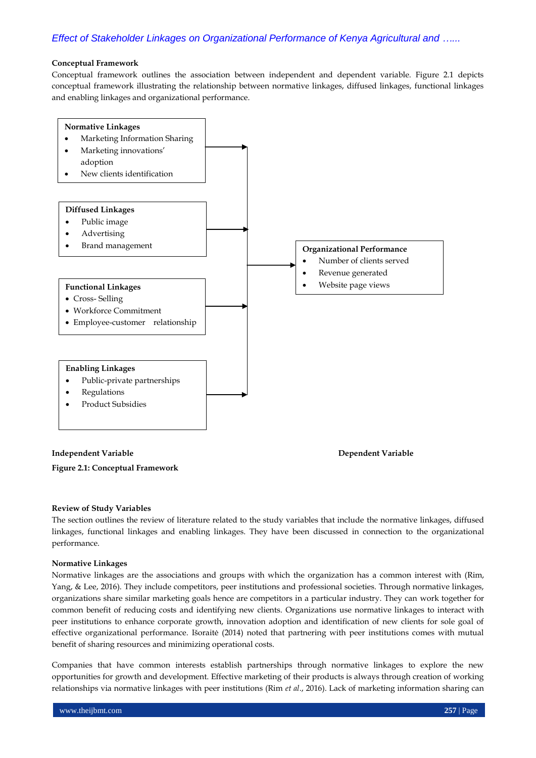### Conceptual Framework

Conceptual framework outlines the association between independent and dependent variable. Figure 2.1 depicts conceptual framework illustrating the relationship between normative linkages, diffused linkages, functional linkages and enabling linkages and organizational performance.

**Normative Linkages**
- Marketing Information Sharing
- Marketing innovations' adoption
- New clients identification

**Diffused Linkages**
- Public image
- Advertising
- Brand management

**Functional Linkages**
- Cross- Selling
- Workforce Commitment
- Employee-customer relationship

**Enabling Linkages**
- Public-private partnerships
- Regulations
- Product Subsidies

**Organizational Performance**
- Number of clients served
- Revenue generated
- Website page views

**Independent Variable** | **Dependent Variable**

**Figure 2.1: Conceptual Framework**

### Review of Study Variables

The section outlines the review of literature related to the study variables that include the normative linkages, diffused linkages, functional linkages and enabling linkages. They have been discussed in connection to the organizational performance.

### Normative Linkages

Normative linkages are the associations and groups with which the organization has a common interest with (Rim, Yang, & Lee, 2016). They include competitors, peer institutions and professional societies. Through normative linkages, organizations share similar marketing goals hence are competitors in a particular industry. They can work together for common benefit of reducing costs and identifying new clients. Organizations use normative linkages to interact with peer institutions to enhance corporate growth, innovation adoption and identification of new clients for sole goal of effective organizational performance. Išoraitė (2014) noted that partnering with peer institutions comes with mutual benefit of sharing resources and minimizing operational costs.

Companies that have common interests establish partnerships through normative linkages to explore the new opportunities for growth and development. Effective marketing of their products is always through creation of working relationships via normative linkages with peer institutions (Rim *et al.*, 2016). Lack of marketing information sharing can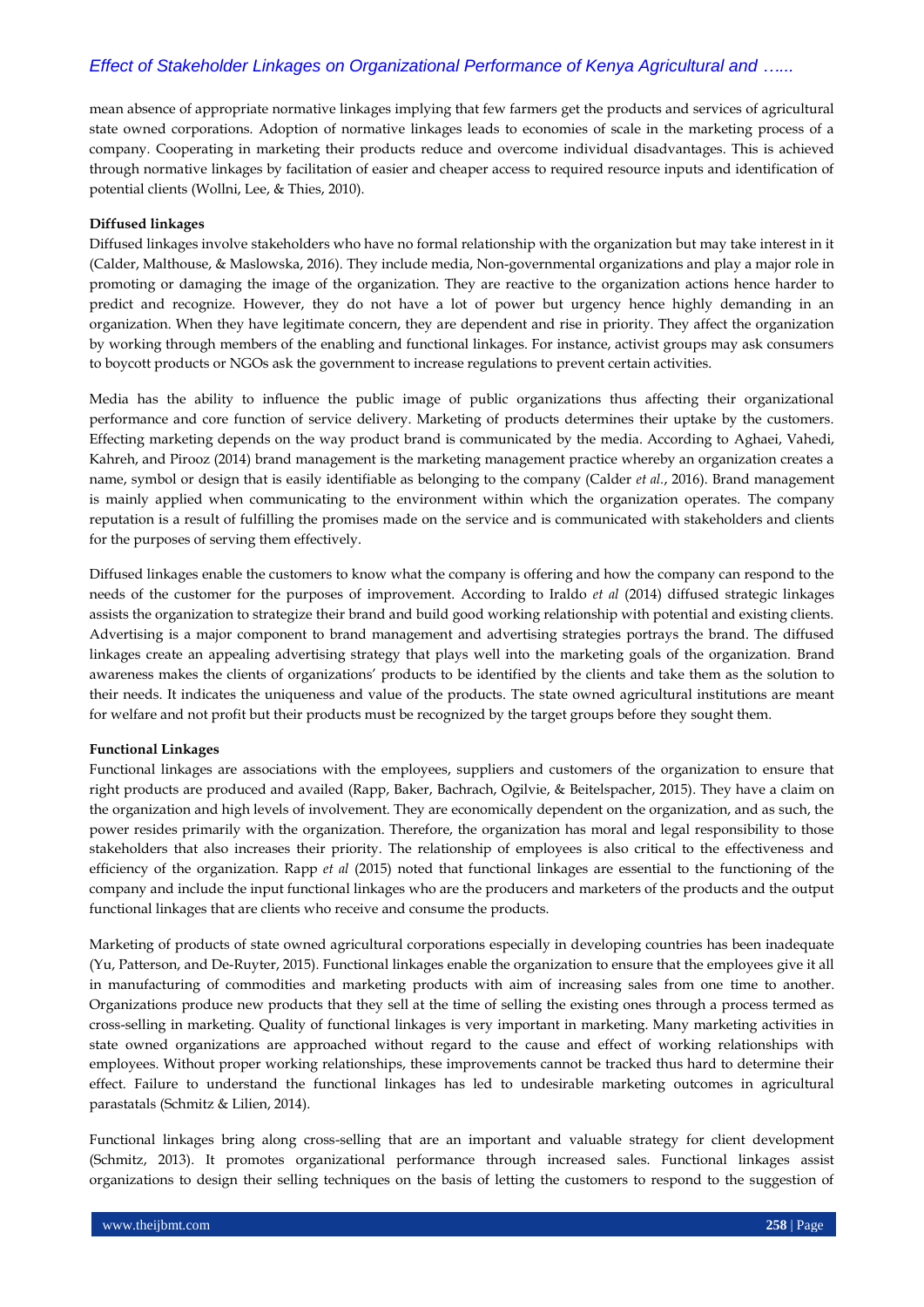mean absence of appropriate normative linkages implying that few farmers get the products and services of agricultural state owned corporations. Adoption of normative linkages leads to economies of scale in the marketing process of a company. Cooperating in marketing their products reduce and overcome individual disadvantages. This is achieved through normative linkages by facilitation of easier and cheaper access to required resource inputs and identification of potential clients (Wollni, Lee, & Thies, 2010).

**Diffused linkages**

Diffused linkages involve stakeholders who have no formal relationship with the organization but may take interest in it (Calder, Malthouse, & Maslowska, 2016). They include media, Non-governmental organizations and play a major role in promoting or damaging the image of the organization. They are reactive to the organization actions hence harder to predict and recognize. However, they do not have a lot of power but urgency hence highly demanding in an organization. When they have legitimate concern, they are dependent and rise in priority. They affect the organization by working through members of the enabling and functional linkages. For instance, activist groups may ask consumers to boycott products or NGOs ask the government to increase regulations to prevent certain activities.

Media has the ability to influence the public image of public organizations thus affecting their organizational performance and core function of service delivery. Marketing of products determines their uptake by the customers. Effecting marketing depends on the way product brand is communicated by the media. According to Aghaei, Vahedi, Kahreh, and Pirooz (2014) brand management is the marketing management practice whereby an organization creates a name, symbol or design that is easily identifiable as belonging to the company (Calder *et al.*, 2016). Brand management is mainly applied when communicating to the environment within which the organization operates. The company reputation is a result of fulfilling the promises made on the service and is communicated with stakeholders and clients for the purposes of serving them effectively.

Diffused linkages enable the customers to know what the company is offering and how the company can respond to the needs of the customer for the purposes of improvement. According to Iraldo *et al* (2014) diffused strategic linkages assists the organization to strategize their brand and build good working relationship with potential and existing clients. Advertising is a major component to brand management and advertising strategies portrays the brand. The diffused linkages create an appealing advertising strategy that plays well into the marketing goals of the organization. Brand awareness makes the clients of organizations' products to be identified by the clients and take them as the solution to their needs. It indicates the uniqueness and value of the products. The state owned agricultural institutions are meant for welfare and not profit but their products must be recognized by the target groups before they sought them.

**Functional Linkages**

Functional linkages are associations with the employees, suppliers and customers of the organization to ensure that right products are produced and availed (Rapp, Baker, Bachrach, Ogilvie, & Beitelspacher, 2015). They have a claim on the organization and high levels of involvement. They are economically dependent on the organization, and as such, the power resides primarily with the organization. Therefore, the organization has moral and legal responsibility to those stakeholders that also increases their priority. The relationship of employees is also critical to the effectiveness and efficiency of the organization. Rapp *et al* (2015) noted that functional linkages are essential to the functioning of the company and include the input functional linkages who are the producers and marketers of the products and the output functional linkages that are clients who receive and consume the products.

Marketing of products of state owned agricultural corporations especially in developing countries has been inadequate (Yu, Patterson, and De-Ruyter, 2015). Functional linkages enable the organization to ensure that the employees give it all in manufacturing of commodities and marketing products with aim of increasing sales from one time to another. Organizations produce new products that they sell at the time of selling the existing ones through a process termed as cross-selling in marketing. Quality of functional linkages is very important in marketing. Many marketing activities in state owned organizations are approached without regard to the cause and effect of working relationships with employees. Without proper working relationships, these improvements cannot be tracked thus hard to determine their effect. Failure to understand the functional linkages has led to undesirable marketing outcomes in agricultural parastatals (Schmitz & Lilien, 2014).

Functional linkages bring along cross-selling that are an important and valuable strategy for client development (Schmitz, 2013). It promotes organizational performance through increased sales. Functional linkages assist organizations to design their selling techniques on the basis of letting the customers to respond to the suggestion of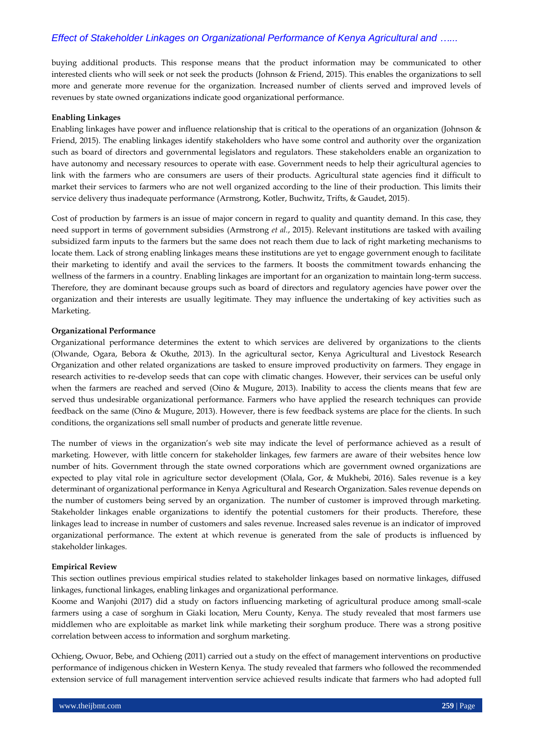buying additional products. This response means that the product information may be communicated to other interested clients who will seek or not seek the products (Johnson & Friend, 2015). This enables the organizations to sell more and generate more revenue for the organization. Increased number of clients served and improved levels of revenues by state owned organizations indicate good organizational performance.

**Enabling Linkages**

Enabling linkages have power and influence relationship that is critical to the operations of an organization (Johnson & Friend, 2015). The enabling linkages identify stakeholders who have some control and authority over the organization such as board of directors and governmental legislators and regulators. These stakeholders enable an organization to have autonomy and necessary resources to operate with ease. Government needs to help their agricultural agencies to link with the farmers who are consumers are users of their products. Agricultural state agencies find it difficult to market their services to farmers who are not well organized according to the line of their production. This limits their service delivery thus inadequate performance (Armstrong, Kotler, Buchwitz, Trifts, & Gaudet, 2015).

Cost of production by farmers is an issue of major concern in regard to quality and quantity demand. In this case, they need support in terms of government subsidies (Armstrong *et al.*, 2015). Relevant institutions are tasked with availing subsidized farm inputs to the farmers but the same does not reach them due to lack of right marketing mechanisms to locate them. Lack of strong enabling linkages means these institutions are yet to engage government enough to facilitate their marketing to identify and avail the services to the farmers. It boosts the commitment towards enhancing the wellness of the farmers in a country. Enabling linkages are important for an organization to maintain long-term success. Therefore, they are dominant because groups such as board of directors and regulatory agencies have power over the organization and their interests are usually legitimate. They may influence the undertaking of key activities such as Marketing.

**Organizational Performance**

Organizational performance determines the extent to which services are delivered by organizations to the clients (Olwande, Ogara, Bebora & Okuthe, 2013). In the agricultural sector, Kenya Agricultural and Livestock Research Organization and other related organizations are tasked to ensure improved productivity on farmers. They engage in research activities to re-develop seeds that can cope with climatic changes. However, their services can be useful only when the farmers are reached and served (Oino & Mugure, 2013). Inability to access the clients means that few are served thus undesirable organizational performance. Farmers who have applied the research techniques can provide feedback on the same (Oino & Mugure, 2013). However, there is few feedback systems are place for the clients. In such conditions, the organizations sell small number of products and generate little revenue.

The number of views in the organization's web site may indicate the level of performance achieved as a result of marketing. However, with little concern for stakeholder linkages, few farmers are aware of their websites hence low number of hits. Government through the state owned corporations which are government owned organizations are expected to play vital role in agriculture sector development (Olala, Gor, & Mukhebi, 2016). Sales revenue is a key determinant of organizational performance in Kenya Agricultural and Research Organization. Sales revenue depends on the number of customers being served by an organization. The number of customer is improved through marketing. Stakeholder linkages enable organizations to identify the potential customers for their products. Therefore, these linkages lead to increase in number of customers and sales revenue. Increased sales revenue is an indicator of improved organizational performance. The extent at which revenue is generated from the sale of products is influenced by stakeholder linkages.

**Empirical Review**

This section outlines previous empirical studies related to stakeholder linkages based on normative linkages, diffused linkages, functional linkages, enabling linkages and organizational performance.

Koome and Wanjohi (2017) did a study on factors influencing marketing of agricultural produce among small-scale farmers using a case of sorghum in Giaki location, Meru County, Kenya. The study revealed that most farmers use middlemen who are exploitable as market link while marketing their sorghum produce. There was a strong positive correlation between access to information and sorghum marketing.

Ochieng, Owuor, Bebe, and Ochieng (2011) carried out a study on the effect of management interventions on productive performance of indigenous chicken in Western Kenya. The study revealed that farmers who followed the recommended extension service of full management intervention service achieved results indicate that farmers who had adopted full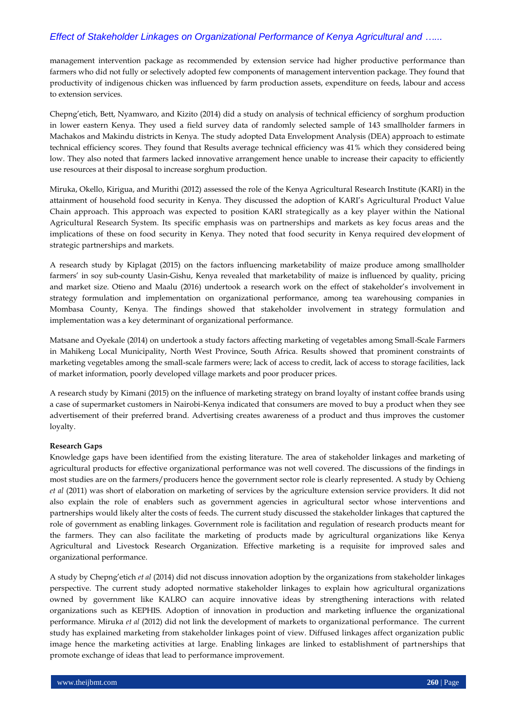management intervention package as recommended by extension service had higher productive performance than farmers who did not fully or selectively adopted few components of management intervention package. They found that productivity of indigenous chicken was influenced by farm production assets, expenditure on feeds, labour and access to extension services.

Chepng'etich, Bett, Nyamwaro, and Kizito (2014) did a study on analysis of technical efficiency of sorghum production in lower eastern Kenya. They used a field survey data of randomly selected sample of 143 smallholder farmers in Machakos and Makindu districts in Kenya. The study adopted Data Envelopment Analysis (DEA) approach to estimate technical efficiency scores. They found that Results average technical efficiency was 41% which they considered being low. They also noted that farmers lacked innovative arrangement hence unable to increase their capacity to efficiently use resources at their disposal to increase sorghum production.

Miruka, Okello, Kirigua, and Murithi (2012) assessed the role of the Kenya Agricultural Research Institute (KARI) in the attainment of household food security in Kenya. They discussed the adoption of KARI's Agricultural Product Value Chain approach. This approach was expected to position KARI strategically as a key player within the National Agricultural Research System. Its specific emphasis was on partnerships and markets as key focus areas and the implications of these on food security in Kenya. They noted that food security in Kenya required development of strategic partnerships and markets.

A research study by Kiplagat (2015) on the factors influencing marketability of maize produce among smallholder farmers' in soy sub-county Uasin-Gishu, Kenya revealed that marketability of maize is influenced by quality, pricing and market size. Otieno and Maalu (2016) undertook a research work on the effect of stakeholder's involvement in strategy formulation and implementation on organizational performance, among tea warehousing companies in Mombasa County, Kenya. The findings showed that stakeholder involvement in strategy formulation and implementation was a key determinant of organizational performance.

Matsane and Oyekale (2014) on undertook a study factors affecting marketing of vegetables among Small-Scale Farmers in Mahikeng Local Municipality, North West Province, South Africa. Results showed that prominent constraints of marketing vegetables among the small-scale farmers were; lack of access to credit, lack of access to storage facilities, lack of market information, poorly developed village markets and poor producer prices.

A research study by Kimani (2015) on the influence of marketing strategy on brand loyalty of instant coffee brands using a case of supermarket customers in Nairobi-Kenya indicated that consumers are moved to buy a product when they see advertisement of their preferred brand. Advertising creates awareness of a product and thus improves the customer loyalty.

**Research Gaps**

Knowledge gaps have been identified from the existing literature. The area of stakeholder linkages and marketing of agricultural products for effective organizational performance was not well covered. The discussions of the findings in most studies are on the farmers/producers hence the government sector role is clearly represented. A study by Ochieng *et al* (2011) was short of elaboration on marketing of services by the agriculture extension service providers. It did not also explain the role of enablers such as government agencies in agricultural sector whose interventions and partnerships would likely alter the costs of feeds. The current study discussed the stakeholder linkages that captured the role of government as enabling linkages. Government role is facilitation and regulation of research products meant for the farmers. They can also facilitate the marketing of products made by agricultural organizations like Kenya Agricultural and Livestock Research Organization. Effective marketing is a requisite for improved sales and organizational performance.

A study by Chepng'etich *et al* (2014) did not discuss innovation adoption by the organizations from stakeholder linkages perspective. The current study adopted normative stakeholder linkages to explain how agricultural organizations owned by government like KALRO can acquire innovative ideas by strengthening interactions with related organizations such as KEPHIS. Adoption of innovation in production and marketing influence the organizational performance. Miruka *et al* (2012) did not link the development of markets to organizational performance. The current study has explained marketing from stakeholder linkages point of view. Diffused linkages affect organization public image hence the marketing activities at large. Enabling linkages are linked to establishment of partnerships that promote exchange of ideas that lead to performance improvement.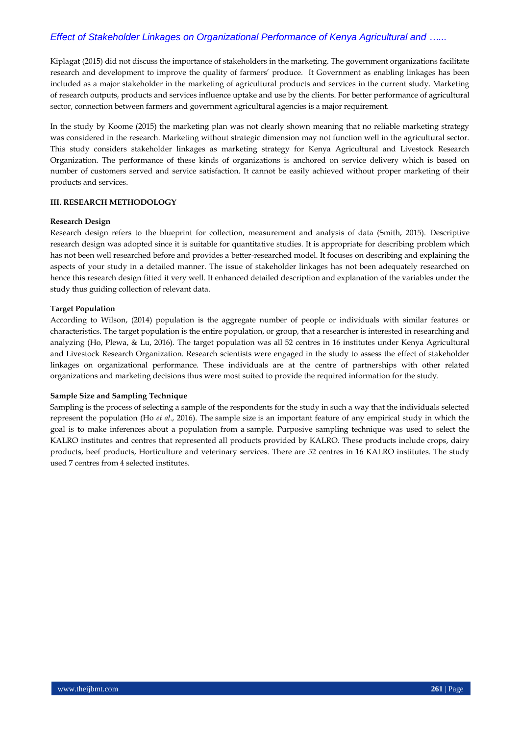Kiplagat (2015) did not discuss the importance of stakeholders in the marketing. The government organizations facilitate research and development to improve the quality of farmers' produce. It Government as enabling linkages has been included as a major stakeholder in the marketing of agricultural products and services in the current study. Marketing of research outputs, products and services influence uptake and use by the clients. For better performance of agricultural sector, connection between farmers and government agricultural agencies is a major requirement.

In the study by Koome (2015) the marketing plan was not clearly shown meaning that no reliable marketing strategy was considered in the research. Marketing without strategic dimension may not function well in the agricultural sector. This study considers stakeholder linkages as marketing strategy for Kenya Agricultural and Livestock Research Organization. The performance of these kinds of organizations is anchored on service delivery which is based on number of customers served and service satisfaction. It cannot be easily achieved without proper marketing of their products and services.

## III. RESEARCH METHODOLOGY

### Research Design

Research design refers to the blueprint for collection, measurement and analysis of data (Smith, 2015). Descriptive research design was adopted since it is suitable for quantitative studies. It is appropriate for describing problem which has not been well researched before and provides a better-researched model. It focuses on describing and explaining the aspects of your study in a detailed manner. The issue of stakeholder linkages has not been adequately researched on hence this research design fitted it very well. It enhanced detailed description and explanation of the variables under the study thus guiding collection of relevant data.

### Target Population

According to Wilson, (2014) population is the aggregate number of people or individuals with similar features or characteristics. The target population is the entire population, or group, that a researcher is interested in researching and analyzing (Ho, Plewa, & Lu, 2016). The target population was all 52 centres in 16 institutes under Kenya Agricultural and Livestock Research Organization. Research scientists were engaged in the study to assess the effect of stakeholder linkages on organizational performance. These individuals are at the centre of partnerships with other related organizations and marketing decisions thus were most suited to provide the required information for the study.

### Sample Size and Sampling Technique

Sampling is the process of selecting a sample of the respondents for the study in such a way that the individuals selected represent the population (Ho *et al*., 2016). The sample size is an important feature of any empirical study in which the goal is to make inferences about a population from a sample. Purposive sampling technique was used to select the KALRO institutes and centres that represented all products provided by KALRO. These products include crops, dairy products, beef products, Horticulture and veterinary services. There are 52 centres in 16 KALRO institutes. The study used 7 centres from 4 selected institutes.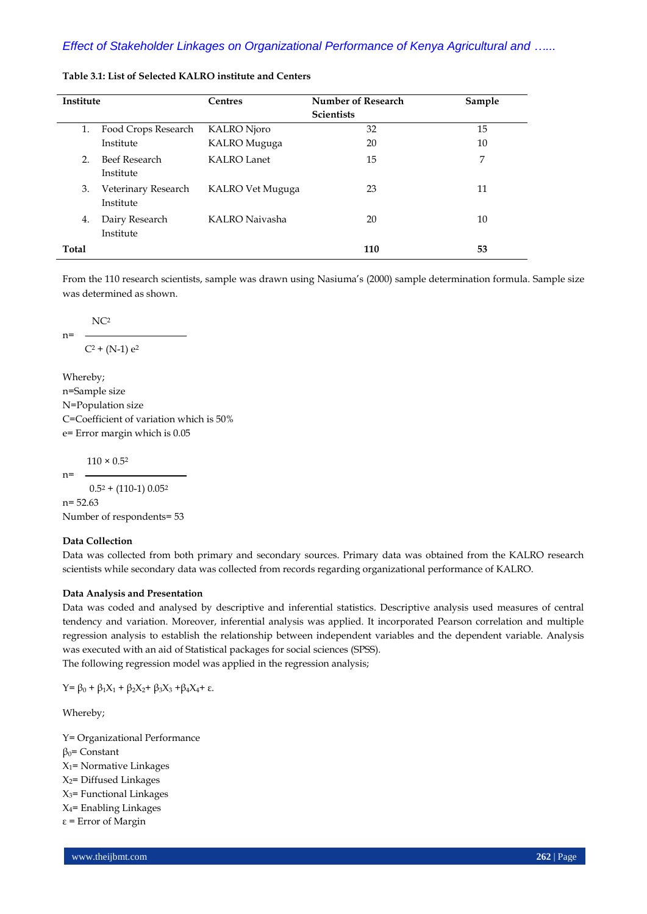**Table 3.1: List of Selected KALRO institute and Centers**

| Institute | Centres | Number of Research Scientists | Sample |
|---|---|---|---|
| 1. Food Crops Research Institute | KALRO Njoro | 32 | 15 |
| | KALRO Muguga | 20 | 10 |
| 2. Beef Research Institute | KALRO Lanet | 15 | 7 |
| 3. Veterinary Research Institute | KALRO Vet Muguga | 23 | 11 |
| 4. Dairy Research Institute | KALRO Naivasha | 20 | 10 |
| **Total** | | **110** | **53** |

From the 110 research scientists, sample was drawn using Nasiuma's (2000) sample determination formula. Sample size was determined as shown.

$$n = \frac{NC^2}{C^2 + (N-1)e^2}$$

Whereby;
n=Sample size
N=Population size
C=Coefficient of variation which is 50%
e= Error margin which is 0.05

$$n = \frac{110 \times 0.5^2}{0.5^2 + (110-1)\, 0.05^2}$$

n= 52.63
Number of respondents= 53

**Data Collection**

Data was collected from both primary and secondary sources. Primary data was obtained from the KALRO research scientists while secondary data was collected from records regarding organizational performance of KALRO.

**Data Analysis and Presentation**

Data was coded and analysed by descriptive and inferential statistics. Descriptive analysis used measures of central tendency and variation. Moreover, inferential analysis was applied. It incorporated Pearson correlation and multiple regression analysis to establish the relationship between independent variables and the dependent variable. Analysis was executed with an aid of Statistical packages for social sciences (SPSS).
The following regression model was applied in the regression analysis;

$$Y = \beta_0 + \beta_1X_1 + \beta_2X_2 + \beta_3X_3 + \beta_4X_4 + \varepsilon.$$

Whereby;

Y= Organizational Performance
$\beta_0$= Constant
$X_1$= Normative Linkages
$X_2$= Diffused Linkages
$X_3$= Functional Linkages
$X_4$= Enabling Linkages
$\varepsilon$ = Error of Margin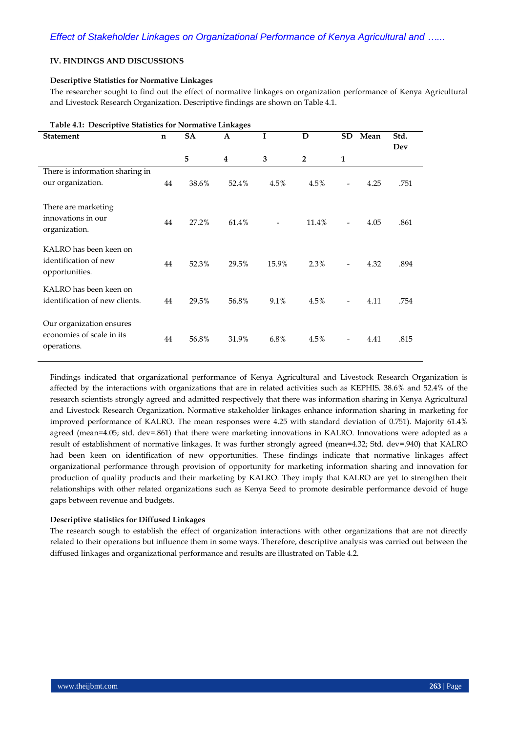## IV. FINDINGS AND DISCUSSIONS

### Descriptive Statistics for Normative Linkages

The researcher sought to find out the effect of normative linkages on organization performance of Kenya Agricultural and Livestock Research Organization. Descriptive findings are shown on Table 4.1.

**Table 4.1: Descriptive Statistics for Normative Linkages**

| Statement | n | SA | A | I | D | SD | Mean | Std. Dev |
|---|---|---|---|---|---|---|---|---|
| | | 5 | 4 | 3 | 2 | 1 | | |
| There is information sharing in our organization. | 44 | 38.6% | 52.4% | 4.5% | 4.5% | - | 4.25 | .751 |
| There are marketing innovations in our organization. | 44 | 27.2% | 61.4% | - | 11.4% | - | 4.05 | .861 |
| KALRO has been keen on identification of new opportunities. | 44 | 52.3% | 29.5% | 15.9% | 2.3% | - | 4.32 | .894 |
| KALRO has been keen on identification of new clients. | 44 | 29.5% | 56.8% | 9.1% | 4.5% | - | 4.11 | .754 |
| Our organization ensures economies of scale in its operations. | 44 | 56.8% | 31.9% | 6.8% | 4.5% | - | 4.41 | .815 |

Findings indicated that organizational performance of Kenya Agricultural and Livestock Research Organization is affected by the interactions with organizations that are in related activities such as KEPHIS. 38.6% and 52.4% of the research scientists strongly agreed and admitted respectively that there was information sharing in Kenya Agricultural and Livestock Research Organization. Normative stakeholder linkages enhance information sharing in marketing for improved performance of KALRO. The mean responses were 4.25 with standard deviation of 0.751). Majority 61.4% agreed (mean=4.05; std. dev=.861) that there were marketing innovations in KALRO. Innovations were adopted as a result of establishment of normative linkages. It was further strongly agreed (mean=4.32; Std. dev=.940) that KALRO had been keen on identification of new opportunities. These findings indicate that normative linkages affect organizational performance through provision of opportunity for marketing information sharing and innovation for production of quality products and their marketing by KALRO. They imply that KALRO are yet to strengthen their relationships with other related organizations such as Kenya Seed to promote desirable performance devoid of huge gaps between revenue and budgets.

### Descriptive statistics for Diffused Linkages

The research sough to establish the effect of organization interactions with other organizations that are not directly related to their operations but influence them in some ways. Therefore, descriptive analysis was carried out between the diffused linkages and organizational performance and results are illustrated on Table 4.2.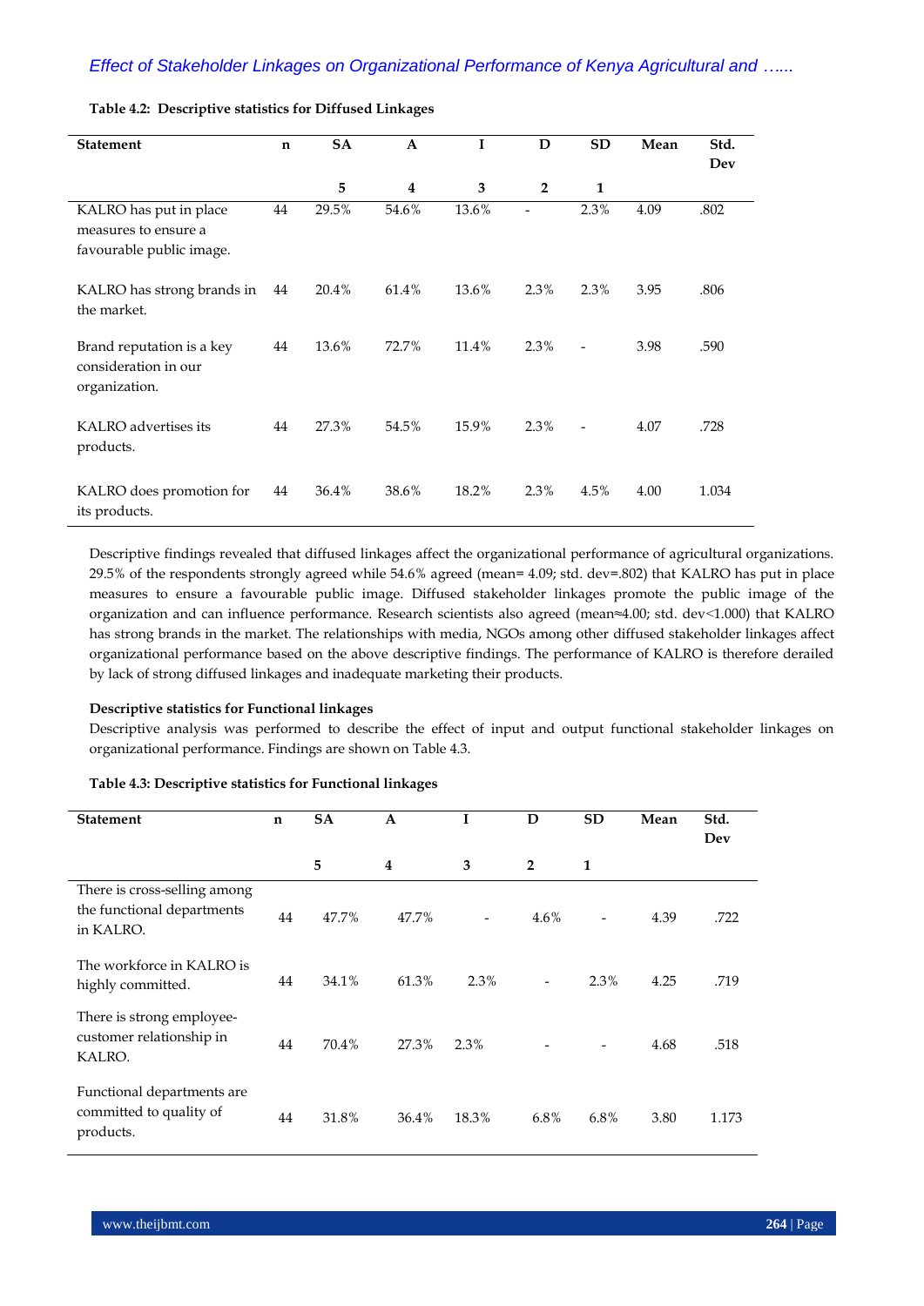**Table 4.2: Descriptive statistics for Diffused Linkages**

| Statement | n | SA | A | I | D | SD | Mean | Std. Dev |
|---|---|---|---|---|---|---|---|---|
| | | 5 | 4 | 3 | 2 | 1 | | |
| KALRO has put in place measures to ensure a favourable public image. | 44 | 29.5% | 54.6% | 13.6% | - | 2.3% | 4.09 | .802 |
| KALRO has strong brands in the market. | 44 | 20.4% | 61.4% | 13.6% | 2.3% | 2.3% | 3.95 | .806 |
| Brand reputation is a key consideration in our organization. | 44 | 13.6% | 72.7% | 11.4% | 2.3% | - | 3.98 | .590 |
| KALRO advertises its products. | 44 | 27.3% | 54.5% | 15.9% | 2.3% | - | 4.07 | .728 |
| KALRO does promotion for its products. | 44 | 36.4% | 38.6% | 18.2% | 2.3% | 4.5% | 4.00 | 1.034 |

Descriptive findings revealed that diffused linkages affect the organizational performance of agricultural organizations. 29.5% of the respondents strongly agreed while 54.6% agreed (mean= 4.09; std. dev=.802) that KALRO has put in place measures to ensure a favourable public image. Diffused stakeholder linkages promote the public image of the organization and can influence performance. Research scientists also agreed (mean≈4.00; std. dev<1.000) that KALRO has strong brands in the market. The relationships with media, NGOs among other diffused stakeholder linkages affect organizational performance based on the above descriptive findings. The performance of KALRO is therefore derailed by lack of strong diffused linkages and inadequate marketing their products.

**Descriptive statistics for Functional linkages**

Descriptive analysis was performed to describe the effect of input and output functional stakeholder linkages on organizational performance. Findings are shown on Table 4.3.

**Table 4.3: Descriptive statistics for Functional linkages**

| Statement | n | SA | A | I | D | SD | Mean | Std. Dev |
|---|---|---|---|---|---|---|---|---|
| | | 5 | 4 | 3 | 2 | 1 | | |
| There is cross-selling among the functional departments in KALRO. | 44 | 47.7% | 47.7% | - | 4.6% | - | 4.39 | .722 |
| The workforce in KALRO is highly committed. | 44 | 34.1% | 61.3% | 2.3% | - | 2.3% | 4.25 | .719 |
| There is strong employee-customer relationship in KALRO. | 44 | 70.4% | 27.3% | 2.3% | - | - | 4.68 | .518 |
| Functional departments are committed to quality of products. | 44 | 31.8% | 36.4% | 18.3% | 6.8% | 6.8% | 3.80 | 1.173 |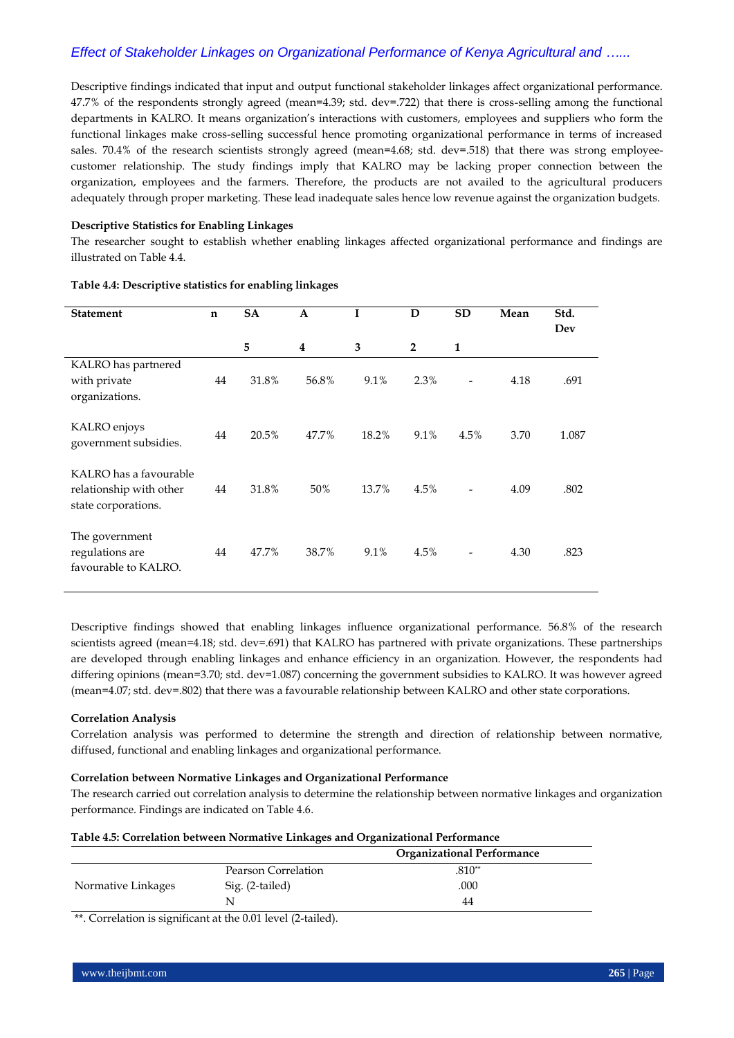Descriptive findings indicated that input and output functional stakeholder linkages affect organizational performance. 47.7% of the respondents strongly agreed (mean=4.39; std. dev=.722) that there is cross-selling among the functional departments in KALRO. It means organization's interactions with customers, employees and suppliers who form the functional linkages make cross-selling successful hence promoting organizational performance in terms of increased sales. 70.4% of the research scientists strongly agreed (mean=4.68; std. dev=.518) that there was strong employee-customer relationship. The study findings imply that KALRO may be lacking proper connection between the organization, employees and the farmers. Therefore, the products are not availed to the agricultural producers adequately through proper marketing. These lead inadequate sales hence low revenue against the organization budgets.

**Descriptive Statistics for Enabling Linkages**

The researcher sought to establish whether enabling linkages affected organizational performance and findings are illustrated on Table 4.4.

**Table 4.4: Descriptive statistics for enabling linkages**

| Statement | n | SA | A | I | D | SD | Mean | Std. Dev |
|---|---|---|---|---|---|---|---|---|
| | | 5 | 4 | 3 | 2 | 1 | | |
| KALRO has partnered with private organizations. | 44 | 31.8% | 56.8% | 9.1% | 2.3% | - | 4.18 | .691 |
| KALRO enjoys government subsidies. | 44 | 20.5% | 47.7% | 18.2% | 9.1% | 4.5% | 3.70 | 1.087 |
| KALRO has a favourable relationship with other state corporations. | 44 | 31.8% | 50% | 13.7% | 4.5% | - | 4.09 | .802 |
| The government regulations are favourable to KALRO. | 44 | 47.7% | 38.7% | 9.1% | 4.5% | - | 4.30 | .823 |

Descriptive findings showed that enabling linkages influence organizational performance. 56.8% of the research scientists agreed (mean=4.18; std. dev=.691) that KALRO has partnered with private organizations. These partnerships are developed through enabling linkages and enhance efficiency in an organization. However, the respondents had differing opinions (mean=3.70; std. dev=1.087) concerning the government subsidies to KALRO. It was however agreed (mean=4.07; std. dev=.802) that there was a favourable relationship between KALRO and other state corporations.

**Correlation Analysis**

Correlation analysis was performed to determine the strength and direction of relationship between normative, diffused, functional and enabling linkages and organizational performance.

**Correlation between Normative Linkages and Organizational Performance**

The research carried out correlation analysis to determine the relationship between normative linkages and organization performance. Findings are indicated on Table 4.6.

**Table 4.5: Correlation between Normative Linkages and Organizational Performance**

| | | Organizational Performance |
|---|---|---|
| Normative Linkages | Pearson Correlation | .810** |
| | Sig. (2-tailed) | .000 |
| | N | 44 |

**. Correlation is significant at the 0.01 level (2-tailed).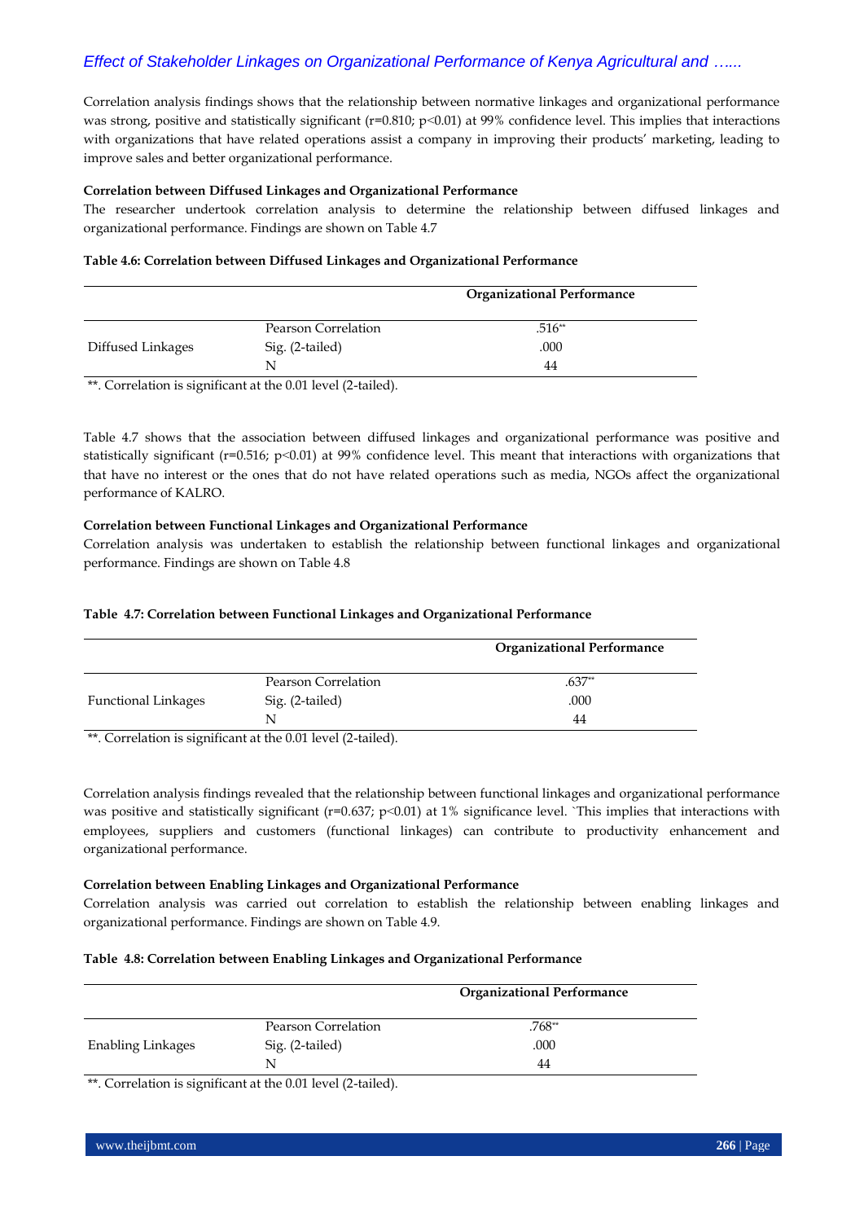Correlation analysis findings shows that the relationship between normative linkages and organizational performance was strong, positive and statistically significant (r=0.810; p<0.01) at 99% confidence level. This implies that interactions with organizations that have related operations assist a company in improving their products' marketing, leading to improve sales and better organizational performance.

**Correlation between Diffused Linkages and Organizational Performance**

The researcher undertook correlation analysis to determine the relationship between diffused linkages and organizational performance. Findings are shown on Table 4.7

**Table 4.6: Correlation between Diffused Linkages and Organizational Performance**

| | | Organizational Performance |
|---|---|---|
| Diffused Linkages | Pearson Correlation | .516** |
| | Sig. (2-tailed) | .000 |
| | N | 44 |

**. Correlation is significant at the 0.01 level (2-tailed).

Table 4.7 shows that the association between diffused linkages and organizational performance was positive and statistically significant (r=0.516; p<0.01) at 99% confidence level. This meant that interactions with organizations that that have no interest or the ones that do not have related operations such as media, NGOs affect the organizational performance of KALRO.

**Correlation between Functional Linkages and Organizational Performance**

Correlation analysis was undertaken to establish the relationship between functional linkages and organizational performance. Findings are shown on Table 4.8

**Table 4.7: Correlation between Functional Linkages and Organizational Performance**

| | | Organizational Performance |
|---|---|---|
| Functional Linkages | Pearson Correlation | .637** |
| | Sig. (2-tailed) | .000 |
| | N | 44 |

**. Correlation is significant at the 0.01 level (2-tailed).

Correlation analysis findings revealed that the relationship between functional linkages and organizational performance was positive and statistically significant (r=0.637; p<0.01) at 1% significance level. `This implies that interactions with employees, suppliers and customers (functional linkages) can contribute to productivity enhancement and organizational performance.

**Correlation between Enabling Linkages and Organizational Performance**

Correlation analysis was carried out correlation to establish the relationship between enabling linkages and organizational performance. Findings are shown on Table 4.9.

**Table 4.8: Correlation between Enabling Linkages and Organizational Performance**

| | | Organizational Performance |
|---|---|---|
| Enabling Linkages | Pearson Correlation | .768** |
| | Sig. (2-tailed) | .000 |
| | N | 44 |

**. Correlation is significant at the 0.01 level (2-tailed).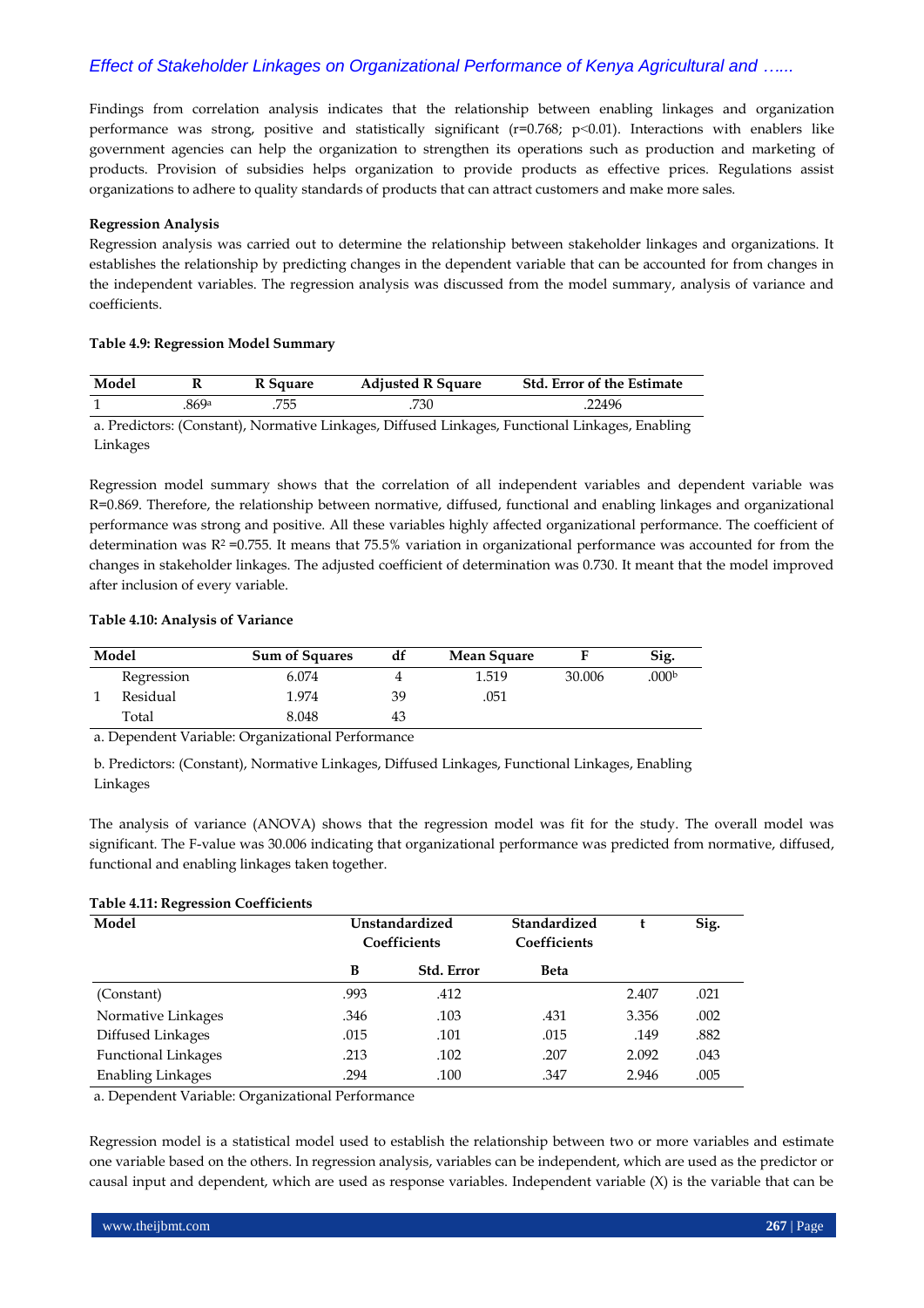Findings from correlation analysis indicates that the relationship between enabling linkages and organization performance was strong, positive and statistically significant ($r=0.768$; $p<0.01$). Interactions with enablers like government agencies can help the organization to strengthen its operations such as production and marketing of products. Provision of subsidies helps organization to provide products as effective prices. Regulations assist organizations to adhere to quality standards of products that can attract customers and make more sales.

**Regression Analysis**

Regression analysis was carried out to determine the relationship between stakeholder linkages and organizations. It establishes the relationship by predicting changes in the dependent variable that can be accounted for from changes in the independent variables. The regression analysis was discussed from the model summary, analysis of variance and coefficients.

**Table 4.9: Regression Model Summary**

| Model | R | R Square | Adjusted R Square | Std. Error of the Estimate |
|---|---|---|---|---|
| 1 | .869[a] | .755 | .730 | .22496 |

a. Predictors: (Constant), Normative Linkages, Diffused Linkages, Functional Linkages, Enabling Linkages

Regression model summary shows that the correlation of all independent variables and dependent variable was R=0.869. Therefore, the relationship between normative, diffused, functional and enabling linkages and organizational performance was strong and positive. All these variables highly affected organizational performance. The coefficient of determination was $R^2=0.755$. It means that 75.5% variation in organizational performance was accounted for from the changes in stakeholder linkages. The adjusted coefficient of determination was 0.730. It meant that the model improved after inclusion of every variable.

**Table 4.10: Analysis of Variance**

| Model | | Sum of Squares | df | Mean Square | F | Sig. |
|---|---|---|---|---|---|---|
| 1 | Regression | 6.074 | 4 | 1.519 | 30.006 | .000[b] |
| | Residual | 1.974 | 39 | .051 | | |
| | Total | 8.048 | 43 | | | |

a. Dependent Variable: Organizational Performance

b. Predictors: (Constant), Normative Linkages, Diffused Linkages, Functional Linkages, Enabling Linkages

The analysis of variance (ANOVA) shows that the regression model was fit for the study. The overall model was significant. The F-value was 30.006 indicating that organizational performance was predicted from normative, diffused, functional and enabling linkages taken together.

**Table 4.11: Regression Coefficients**

| Model | Unstandardized Coefficients | | Standardized Coefficients | t | Sig. |
|---|---|---|---|---|---|
| | B | Std. Error | Beta | | |
| (Constant) | .993 | .412 | | 2.407 | .021 |
| Normative Linkages | .346 | .103 | .431 | 3.356 | .002 |
| Diffused Linkages | .015 | .101 | .015 | .149 | .882 |
| Functional Linkages | .213 | .102 | .207 | 2.092 | .043 |
| Enabling Linkages | .294 | .100 | .347 | 2.946 | .005 |

a. Dependent Variable: Organizational Performance

Regression model is a statistical model used to establish the relationship between two or more variables and estimate one variable based on the others. In regression analysis, variables can be independent, which are used as the predictor or causal input and dependent, which are used as response variables. Independent variable (X) is the variable that can be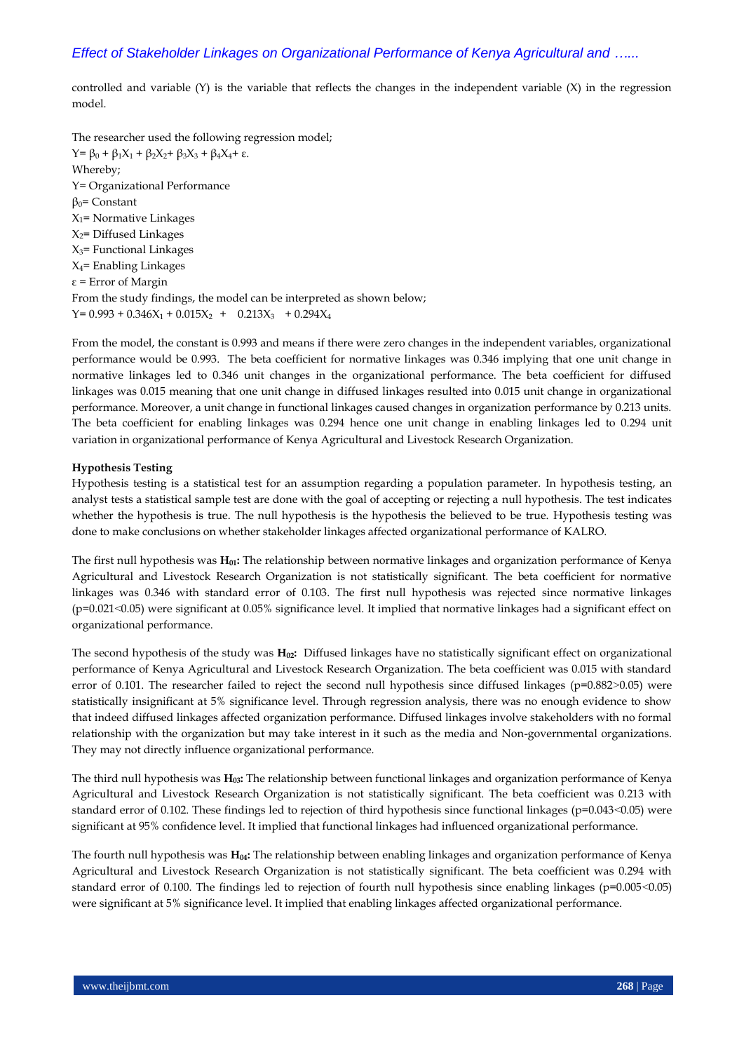controlled and variable (Y) is the variable that reflects the changes in the independent variable (X) in the regression model.

The researcher used the following regression model;

$Y = \beta_0 + \beta_1 X_1 + \beta_2 X_2 + \beta_3 X_3 + \beta_4 X_4 + \varepsilon$.

Whereby;

Y= Organizational Performance

$\beta_0$= Constant

$X_1$= Normative Linkages

$X_2$= Diffused Linkages

$X_3$= Functional Linkages

$X_4$= Enabling Linkages

$\varepsilon$ = Error of Margin

From the study findings, the model can be interpreted as shown below;

$Y = 0.993 + 0.346X_1 + 0.015X_2 + 0.213X_3 + 0.294X_4$

From the model, the constant is 0.993 and means if there were zero changes in the independent variables, organizational performance would be 0.993. The beta coefficient for normative linkages was 0.346 implying that one unit change in normative linkages led to 0.346 unit changes in the organizational performance. The beta coefficient for diffused linkages was 0.015 meaning that one unit change in diffused linkages resulted into 0.015 unit change in organizational performance. Moreover, a unit change in functional linkages caused changes in organization performance by 0.213 units. The beta coefficient for enabling linkages was 0.294 hence one unit change in enabling linkages led to 0.294 unit variation in organizational performance of Kenya Agricultural and Livestock Research Organization.

**Hypothesis Testing**

Hypothesis testing is a statistical test for an assumption regarding a population parameter. In hypothesis testing, an analyst tests a statistical sample test are done with the goal of accepting or rejecting a null hypothesis. The test indicates whether the hypothesis is true. The null hypothesis is the hypothesis the believed to be true. Hypothesis testing was done to make conclusions on whether stakeholder linkages affected organizational performance of KALRO.

The first null hypothesis was **$H_{01}$:** The relationship between normative linkages and organization performance of Kenya Agricultural and Livestock Research Organization is not statistically significant. The beta coefficient for normative linkages was 0.346 with standard error of 0.103. The first null hypothesis was rejected since normative linkages ($p=0.021<0.05$) were significant at 0.05% significance level. It implied that normative linkages had a significant effect on organizational performance.

The second hypothesis of the study was **$H_{02}$:** Diffused linkages have no statistically significant effect on organizational performance of Kenya Agricultural and Livestock Research Organization. The beta coefficient was 0.015 with standard error of 0.101. The researcher failed to reject the second null hypothesis since diffused linkages ($p=0.882>0.05$) were statistically insignificant at 5% significance level. Through regression analysis, there was no enough evidence to show that indeed diffused linkages affected organization performance. Diffused linkages involve stakeholders with no formal relationship with the organization but may take interest in it such as the media and Non-governmental organizations. They may not directly influence organizational performance.

The third null hypothesis was **$H_{03}$:** The relationship between functional linkages and organization performance of Kenya Agricultural and Livestock Research Organization is not statistically significant. The beta coefficient was 0.213 with standard error of 0.102. These findings led to rejection of third hypothesis since functional linkages ($p=0.043<0.05$) were significant at 95% confidence level. It implied that functional linkages had influenced organizational performance.

The fourth null hypothesis was **$H_{04}$:** The relationship between enabling linkages and organization performance of Kenya Agricultural and Livestock Research Organization is not statistically significant. The beta coefficient was 0.294 with standard error of 0.100. The findings led to rejection of fourth null hypothesis since enabling linkages ($p=0.005<0.05$) were significant at 5% significance level. It implied that enabling linkages affected organizational performance.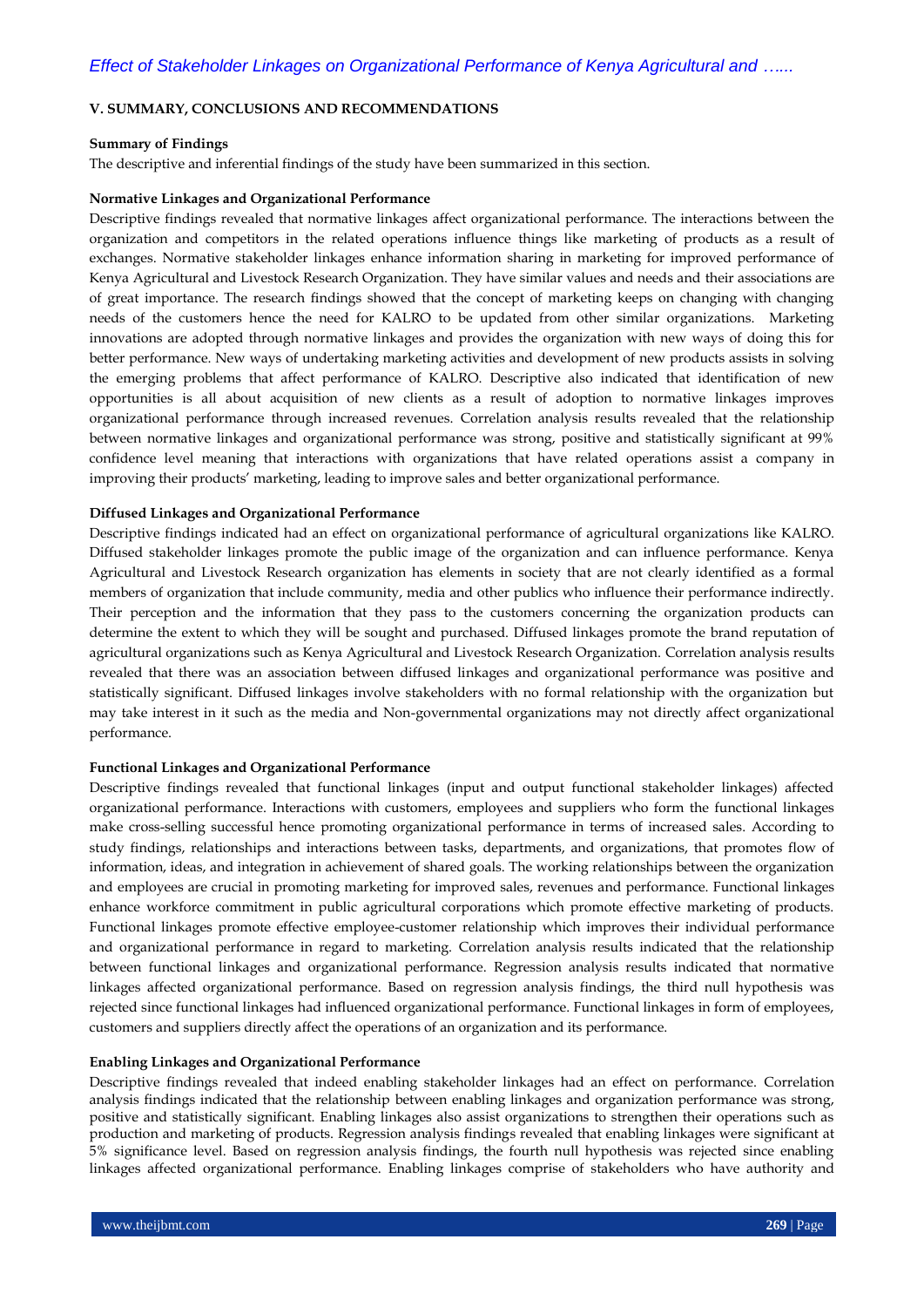## V. SUMMARY, CONCLUSIONS AND RECOMMENDATIONS

### Summary of Findings

The descriptive and inferential findings of the study have been summarized in this section.

#### Normative Linkages and Organizational Performance

Descriptive findings revealed that normative linkages affect organizational performance. The interactions between the organization and competitors in the related operations influence things like marketing of products as a result of exchanges. Normative stakeholder linkages enhance information sharing in marketing for improved performance of Kenya Agricultural and Livestock Research Organization. They have similar values and needs and their associations are of great importance. The research findings showed that the concept of marketing keeps on changing with changing needs of the customers hence the need for KALRO to be updated from other similar organizations. Marketing innovations are adopted through normative linkages and provides the organization with new ways of doing this for better performance. New ways of undertaking marketing activities and development of new products assists in solving the emerging problems that affect performance of KALRO. Descriptive also indicated that identification of new opportunities is all about acquisition of new clients as a result of adoption to normative linkages improves organizational performance through increased revenues. Correlation analysis results revealed that the relationship between normative linkages and organizational performance was strong, positive and statistically significant at 99% confidence level meaning that interactions with organizations that have related operations assist a company in improving their products' marketing, leading to improve sales and better organizational performance.

#### Diffused Linkages and Organizational Performance

Descriptive findings indicated had an effect on organizational performance of agricultural organizations like KALRO. Diffused stakeholder linkages promote the public image of the organization and can influence performance. Kenya Agricultural and Livestock Research organization has elements in society that are not clearly identified as a formal members of organization that include community, media and other publics who influence their performance indirectly. Their perception and the information that they pass to the customers concerning the organization products can determine the extent to which they will be sought and purchased. Diffused linkages promote the brand reputation of agricultural organizations such as Kenya Agricultural and Livestock Research Organization. Correlation analysis results revealed that there was an association between diffused linkages and organizational performance was positive and statistically significant. Diffused linkages involve stakeholders with no formal relationship with the organization but may take interest in it such as the media and Non-governmental organizations may not directly affect organizational performance.

#### Functional Linkages and Organizational Performance

Descriptive findings revealed that functional linkages (input and output functional stakeholder linkages) affected organizational performance. Interactions with customers, employees and suppliers who form the functional linkages make cross-selling successful hence promoting organizational performance in terms of increased sales. According to study findings, relationships and interactions between tasks, departments, and organizations, that promotes flow of information, ideas, and integration in achievement of shared goals. The working relationships between the organization and employees are crucial in promoting marketing for improved sales, revenues and performance. Functional linkages enhance workforce commitment in public agricultural corporations which promote effective marketing of products. Functional linkages promote effective employee-customer relationship which improves their individual performance and organizational performance in regard to marketing. Correlation analysis results indicated that the relationship between functional linkages and organizational performance. Regression analysis results indicated that normative linkages affected organizational performance. Based on regression analysis findings, the third null hypothesis was rejected since functional linkages had influenced organizational performance. Functional linkages in form of employees, customers and suppliers directly affect the operations of an organization and its performance.

#### Enabling Linkages and Organizational Performance

Descriptive findings revealed that indeed enabling stakeholder linkages had an effect on performance. Correlation analysis findings indicated that the relationship between enabling linkages and organization performance was strong, positive and statistically significant. Enabling linkages also assist organizations to strengthen their operations such as production and marketing of products. Regression analysis findings revealed that enabling linkages were significant at 5% significance level. Based on regression analysis findings, the fourth null hypothesis was rejected since enabling linkages affected organizational performance. Enabling linkages comprise of stakeholders who have authority and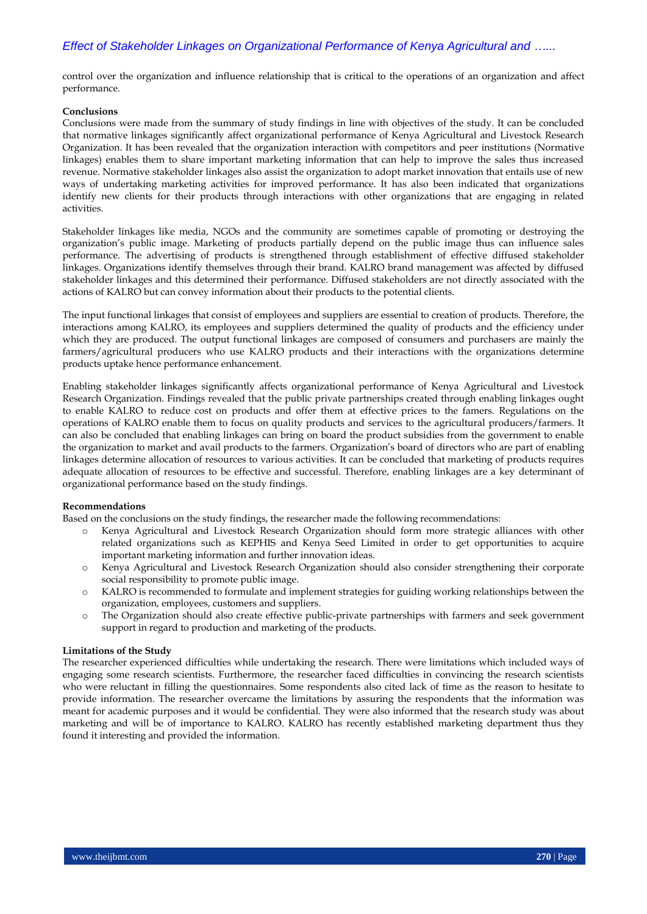control over the organization and influence relationship that is critical to the operations of an organization and affect performance.

**Conclusions**

Conclusions were made from the summary of study findings in line with objectives of the study. It can be concluded that normative linkages significantly affect organizational performance of Kenya Agricultural and Livestock Research Organization. It has been revealed that the organization interaction with competitors and peer institutions (Normative linkages) enables them to share important marketing information that can help to improve the sales thus increased revenue. Normative stakeholder linkages also assist the organization to adopt market innovation that entails use of new ways of undertaking marketing activities for improved performance. It has also been indicated that organizations identify new clients for their products through interactions with other organizations that are engaging in related activities.

Stakeholder linkages like media, NGOs and the community are sometimes capable of promoting or destroying the organization's public image. Marketing of products partially depend on the public image thus can influence sales performance. The advertising of products is strengthened through establishment of effective diffused stakeholder linkages. Organizations identify themselves through their brand. KALRO brand management was affected by diffused stakeholder linkages and this determined their performance. Diffused stakeholders are not directly associated with the actions of KALRO but can convey information about their products to the potential clients.

The input functional linkages that consist of employees and suppliers are essential to creation of products. Therefore, the interactions among KALRO, its employees and suppliers determined the quality of products and the efficiency under which they are produced. The output functional linkages are composed of consumers and purchasers are mainly the farmers/agricultural producers who use KALRO products and their interactions with the organizations determine products uptake hence performance enhancement.

Enabling stakeholder linkages significantly affects organizational performance of Kenya Agricultural and Livestock Research Organization. Findings revealed that the public private partnerships created through enabling linkages ought to enable KALRO to reduce cost on products and offer them at effective prices to the famers. Regulations on the operations of KALRO enable them to focus on quality products and services to the agricultural producers/farmers. It can also be concluded that enabling linkages can bring on board the product subsidies from the government to enable the organization to market and avail products to the farmers. Organization's board of directors who are part of enabling linkages determine allocation of resources to various activities. It can be concluded that marketing of products requires adequate allocation of resources to be effective and successful. Therefore, enabling linkages are a key determinant of organizational performance based on the study findings.

**Recommendations**

Based on the conclusions on the study findings, the researcher made the following recommendations:

- Kenya Agricultural and Livestock Research Organization should form more strategic alliances with other related organizations such as KEPHIS and Kenya Seed Limited in order to get opportunities to acquire important marketing information and further innovation ideas.
- Kenya Agricultural and Livestock Research Organization should also consider strengthening their corporate social responsibility to promote public image.
- KALRO is recommended to formulate and implement strategies for guiding working relationships between the organization, employees, customers and suppliers.
- The Organization should also create effective public-private partnerships with farmers and seek government support in regard to production and marketing of the products.

**Limitations of the Study**

The researcher experienced difficulties while undertaking the research. There were limitations which included ways of engaging some research scientists. Furthermore, the researcher faced difficulties in convincing the research scientists who were reluctant in filling the questionnaires. Some respondents also cited lack of time as the reason to hesitate to provide information. The researcher overcame the limitations by assuring the respondents that the information was meant for academic purposes and it would be confidential. They were also informed that the research study was about marketing and will be of importance to KALRO. KALRO has recently established marketing department thus they found it interesting and provided the information.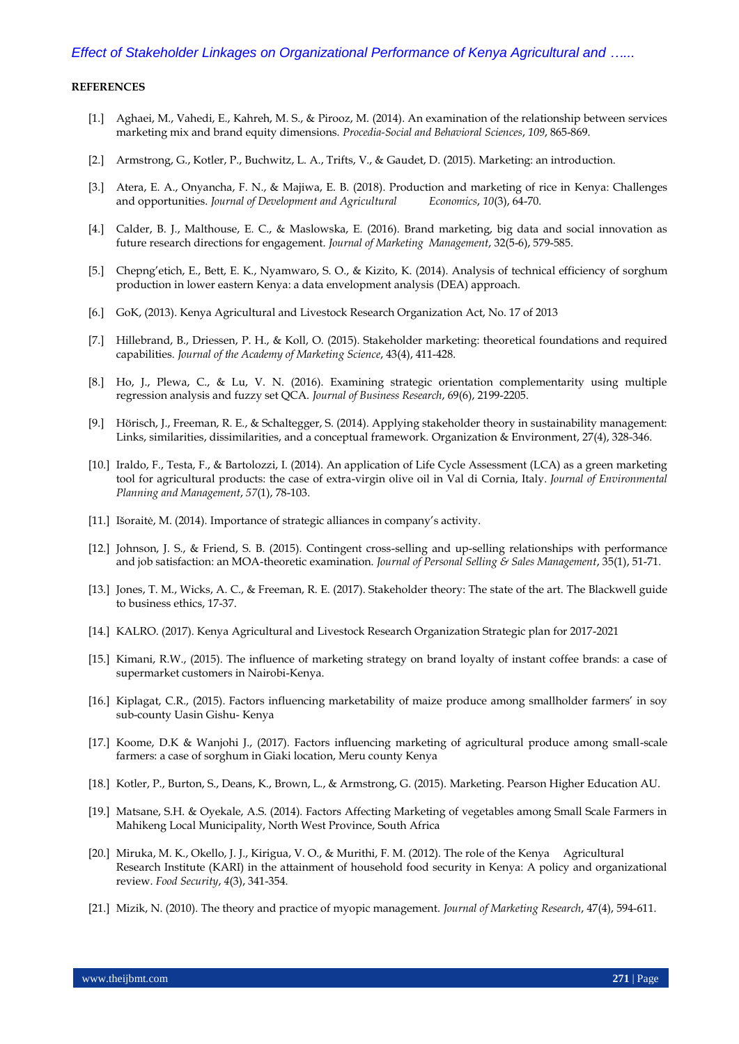**REFERENCES**

[1.] Aghaei, M., Vahedi, E., Kahreh, M. S., & Pirooz, M. (2014). An examination of the relationship between services marketing mix and brand equity dimensions. *Procedia-Social and Behavioral Sciences*, *109*, 865-869.

[2.] Armstrong, G., Kotler, P., Buchwitz, L. A., Trifts, V., & Gaudet, D. (2015). Marketing: an introduction.

[3.] Atera, E. A., Onyancha, F. N., & Majiwa, E. B. (2018). Production and marketing of rice in Kenya: Challenges and opportunities. *Journal of Development and Agricultural Economics*, *10*(3), 64-70.

[4.] Calder, B. J., Malthouse, E. C., & Maslowska, E. (2016). Brand marketing, big data and social innovation as future research directions for engagement. *Journal of Marketing Management*, 32(5-6), 579-585.

[5.] Chepng'etich, E., Bett, E. K., Nyamwaro, S. O., & Kizito, K. (2014). Analysis of technical efficiency of sorghum production in lower eastern Kenya: a data envelopment analysis (DEA) approach.

[6.] GoK, (2013). Kenya Agricultural and Livestock Research Organization Act, No. 17 of 2013

[7.] Hillebrand, B., Driessen, P. H., & Koll, O. (2015). Stakeholder marketing: theoretical foundations and required capabilities. *Journal of the Academy of Marketing Science*, 43(4), 411-428.

[8.] Ho, J., Plewa, C., & Lu, V. N. (2016). Examining strategic orientation complementarity using multiple regression analysis and fuzzy set QCA. *Journal of Business Research*, 69(6), 2199-2205.

[9.] Hörisch, J., Freeman, R. E., & Schaltegger, S. (2014). Applying stakeholder theory in sustainability management: Links, similarities, dissimilarities, and a conceptual framework. Organization & Environment, 27(4), 328-346.

[10.] Iraldo, F., Testa, F., & Bartolozzi, I. (2014). An application of Life Cycle Assessment (LCA) as a green marketing tool for agricultural products: the case of extra-virgin olive oil in Val di Cornia, Italy. *Journal of Environmental Planning and Management*, *57*(1), 78-103.

[11.] Išoraitė, M. (2014). Importance of strategic alliances in company's activity.

[12.] Johnson, J. S., & Friend, S. B. (2015). Contingent cross-selling and up-selling relationships with performance and job satisfaction: an MOA-theoretic examination. *Journal of Personal Selling & Sales Management*, 35(1), 51-71.

[13.] Jones, T. M., Wicks, A. C., & Freeman, R. E. (2017). Stakeholder theory: The state of the art. The Blackwell guide to business ethics, 17-37.

[14.] KALRO. (2017). Kenya Agricultural and Livestock Research Organization Strategic plan for 2017-2021

[15.] Kimani, R.W., (2015). The influence of marketing strategy on brand loyalty of instant coffee brands: a case of supermarket customers in Nairobi-Kenya.

[16.] Kiplagat, C.R., (2015). Factors influencing marketability of maize produce among smallholder farmers' in soy sub-county Uasin Gishu- Kenya

[17.] Koome, D.K & Wanjohi J., (2017). Factors influencing marketing of agricultural produce among small-scale farmers: a case of sorghum in Giaki location, Meru county Kenya

[18.] Kotler, P., Burton, S., Deans, K., Brown, L., & Armstrong, G. (2015). Marketing. Pearson Higher Education AU.

[19.] Matsane, S.H. & Oyekale, A.S. (2014). Factors Affecting Marketing of vegetables among Small Scale Farmers in Mahikeng Local Municipality, North West Province, South Africa

[20.] Miruka, M. K., Okello, J. J., Kirigua, V. O., & Murithi, F. M. (2012). The role of the Kenya Agricultural Research Institute (KARI) in the attainment of household food security in Kenya: A policy and organizational review. *Food Security*, *4*(3), 341-354.

[21.] Mizik, N. (2010). The theory and practice of myopic management. *Journal of Marketing Research*, 47(4), 594-611.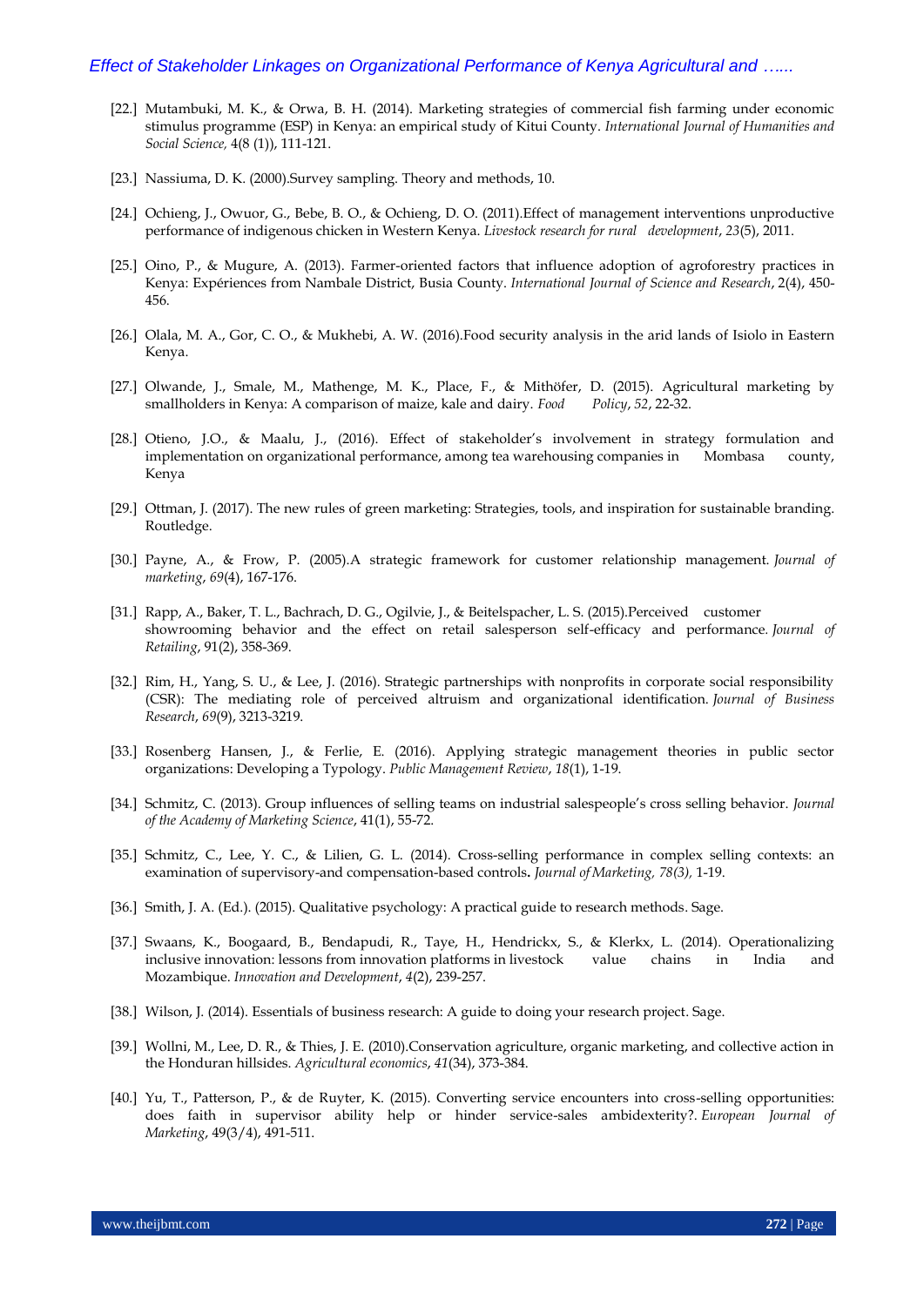[22.] Mutambuki, M. K., & Orwa, B. H. (2014). Marketing strategies of commercial fish farming under economic stimulus programme (ESP) in Kenya: an empirical study of Kitui County. *International Journal of Humanities and Social Science,* 4(8 (1)), 111-121.

[23.] Nassiuma, D. K. (2000).Survey sampling. Theory and methods, 10.

[24.] Ochieng, J., Owuor, G., Bebe, B. O., & Ochieng, D. O. (2011).Effect of management interventions unproductive performance of indigenous chicken in Western Kenya. *Livestock research for rural development*, *23*(5), 2011.

[25.] Oino, P., & Mugure, A. (2013). Farmer-oriented factors that influence adoption of agroforestry practices in Kenya: Expériences from Nambale District, Busia County. *International Journal of Science and Research*, 2(4), 450-456.

[26.] Olala, M. A., Gor, C. O., & Mukhebi, A. W. (2016).Food security analysis in the arid lands of Isiolo in Eastern Kenya.

[27.] Olwande, J., Smale, M., Mathenge, M. K., Place, F., & Mithöfer, D. (2015). Agricultural marketing by smallholders in Kenya: A comparison of maize, kale and dairy. *Food Policy*, *52*, 22-32.

[28.] Otieno, J.O., & Maalu, J., (2016). Effect of stakeholder's involvement in strategy formulation and implementation on organizational performance, among tea warehousing companies in Mombasa county, Kenya

[29.] Ottman, J. (2017). The new rules of green marketing: Strategies, tools, and inspiration for sustainable branding. Routledge.

[30.] Payne, A., & Frow, P. (2005).A strategic framework for customer relationship management. *Journal of marketing*, *69*(4), 167-176.

[31.] Rapp, A., Baker, T. L., Bachrach, D. G., Ogilvie, J., & Beitelspacher, L. S. (2015).Perceived customer showrooming behavior and the effect on retail salesperson self-efficacy and performance. *Journal of Retailing*, 91(2), 358-369.

[32.] Rim, H., Yang, S. U., & Lee, J. (2016). Strategic partnerships with nonprofits in corporate social responsibility (CSR): The mediating role of perceived altruism and organizational identification. *Journal of Business Research*, *69*(9), 3213-3219.

[33.] Rosenberg Hansen, J., & Ferlie, E. (2016). Applying strategic management theories in public sector organizations: Developing a Typology. *Public Management Review*, *18*(1), 1-19.

[34.] Schmitz, C. (2013). Group influences of selling teams on industrial salespeople's cross selling behavior. *Journal of the Academy of Marketing Science*, 41(1), 55-72.

[35.] Schmitz, C., Lee, Y. C., & Lilien, G. L. (2014). Cross-selling performance in complex selling contexts: an examination of supervisory-and compensation-based controls**.** *Journal of Marketing, 78(3),* 1-19.

[36.] Smith, J. A. (Ed.). (2015). Qualitative psychology: A practical guide to research methods. Sage.

[37.] Swaans, K., Boogaard, B., Bendapudi, R., Taye, H., Hendrickx, S., & Klerkx, L. (2014). Operationalizing inclusive innovation: lessons from innovation platforms in livestock value chains in India and Mozambique. *Innovation and Development*, *4*(2), 239-257.

[38.] Wilson, J. (2014). Essentials of business research: A guide to doing your research project. Sage.

[39.] Wollni, M., Lee, D. R., & Thies, J. E. (2010).Conservation agriculture, organic marketing, and collective action in the Honduran hillsides. *Agricultural economics*, *41*(34), 373-384.

[40.] Yu, T., Patterson, P., & de Ruyter, K. (2015). Converting service encounters into cross-selling opportunities: does faith in supervisor ability help or hinder service-sales ambidexterity?. *European Journal of Marketing*, 49(3/4), 491-511.